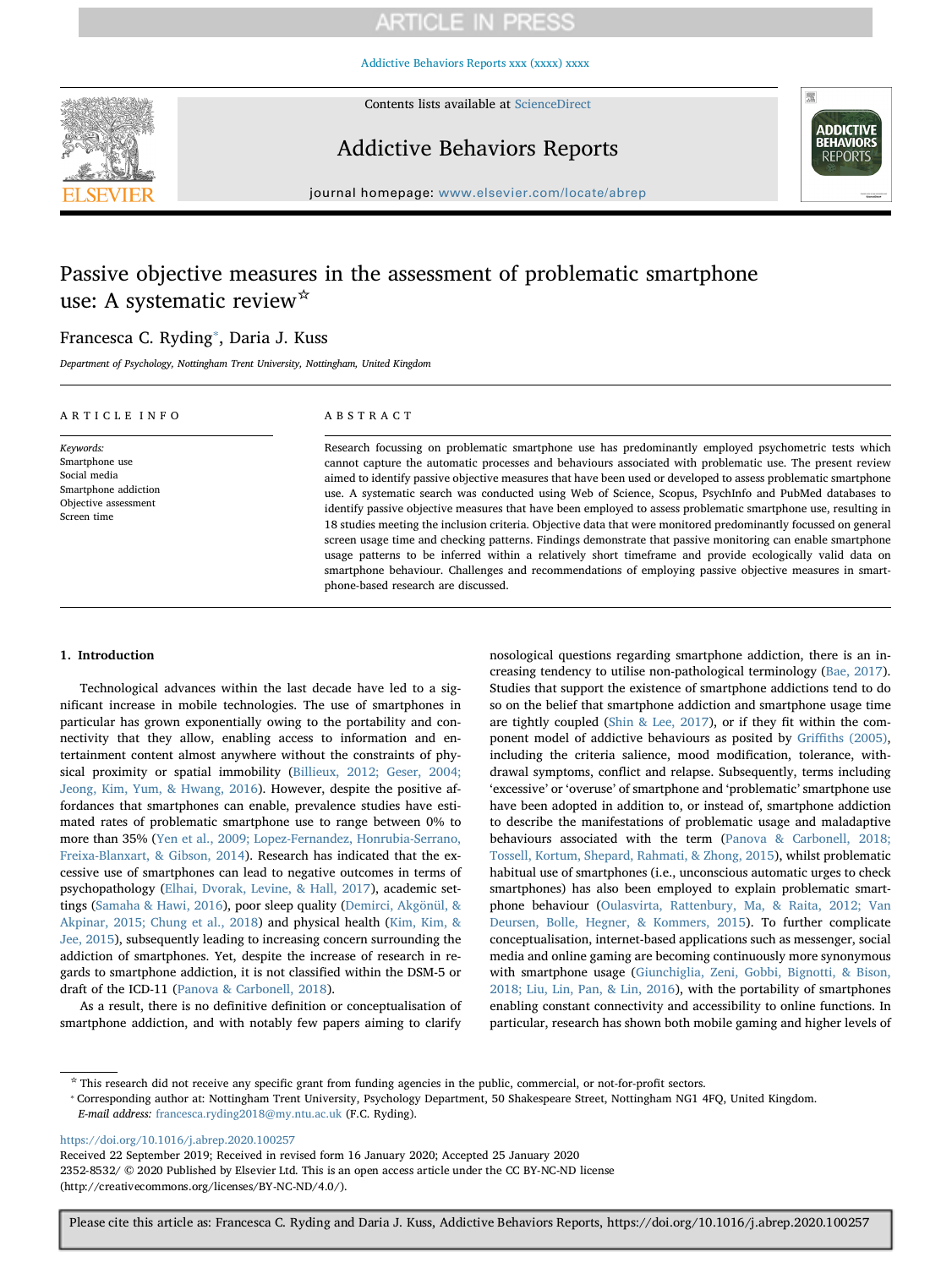# Passive objective measures in the assessment of problematic smartphone use: A systematic review☆

Francesca C. Ryding*, Daria J. Kuss

*Department of Psychology, Nottingham Trent University, Nottingham, United Kingdom*

**ARTICLE INFO**

*Keywords:*
Smartphone use
Social media
Smartphone addiction
Objective assessment
Screen time

**ABSTRACT**

Research focussing on problematic smartphone use has predominantly employed psychometric tests which cannot capture the automatic processes and behaviours associated with problematic use. The present review aimed to identify passive objective measures that have been used or developed to assess problematic smartphone use. A systematic search was conducted using Web of Science, Scopus, PsychInfo and PubMed databases to identify passive objective measures that have been employed to assess problematic smartphone use, resulting in 18 studies meeting the inclusion criteria. Objective data that were monitored predominantly focussed on general screen usage time and checking patterns. Findings demonstrate that passive monitoring can enable smartphone usage patterns to be inferred within a relatively short timeframe and provide ecologically valid data on smartphone behaviour. Challenges and recommendations of employing passive objective measures in smartphone-based research are discussed.

## 1. Introduction

Technological advances within the last decade have led to a significant increase in mobile technologies. The use of smartphones in particular has grown exponentially owing to the portability and connectivity that they allow, enabling access to information and entertainment content almost anywhere without the constraints of physical proximity or spatial immobility (Billieux, 2012; Geser, 2004; Jeong, Kim, Yum, & Hwang, 2016). However, despite the positive affordances that smartphones can enable, prevalence studies have estimated rates of problematic smartphone use to range between 0% to more than 35% (Yen et al., 2009; Lopez-Fernandez, Honrubia-Serrano, Freixa-Blanxart, & Gibson, 2014). Research has indicated that the excessive use of smartphones can lead to negative outcomes in terms of psychopathology (Elhai, Dvorak, Levine, & Hall, 2017), academic settings (Samaha & Hawi, 2016), poor sleep quality (Demirci, Akgönül, & Akpinar, 2015; Chung et al., 2018) and physical health (Kim, Kim, & Jee, 2015), subsequently leading to increasing concern surrounding the addiction of smartphones. Yet, despite the increase of research in regards to smartphone addiction, it is not classified within the DSM-5 or draft of the ICD-11 (Panova & Carbonell, 2018).

As a result, there is no definitive definition or conceptualisation of smartphone addiction, and with notably few papers aiming to clarify nosological questions regarding smartphone addiction, there is an increasing tendency to utilise non-pathological terminology (Bae, 2017). Studies that support the existence of smartphone addictions tend to do so on the belief that smartphone addiction and smartphone usage time are tightly coupled (Shin & Lee, 2017), or if they fit within the component model of addictive behaviours as posited by Griffiths (2005), including the criteria salience, mood modification, tolerance, withdrawal symptoms, conflict and relapse. Subsequently, terms including 'excessive' or 'overuse' of smartphone and 'problematic' smartphone use have been adopted in addition to, or instead of, smartphone addiction to describe the manifestations of problematic usage and maladaptive behaviours associated with the term (Panova & Carbonell, 2018; Tossell, Kortum, Shepard, Rahmati, & Zhong, 2015), whilst problematic habitual use of smartphones (i.e., unconscious automatic urges to check smartphones) has also been employed to explain problematic smartphone behaviour (Oulasvirta, Rattenbury, Ma, & Raita, 2012; Van Deursen, Bolle, Hegner, & Kommers, 2015). To further complicate conceptualisation, internet-based applications such as messenger, social media and online gaming are becoming continuously more synonymous with smartphone usage (Giunchiglia, Zeni, Gobbi, Bignotti, & Bison, 2018; Liu, Lin, Pan, & Lin, 2016), with the portability of smartphones enabling constant connectivity and accessibility to online functions. In particular, research has shown both mobile gaming and higher levels of

☆ This research did not receive any specific grant from funding agencies in the public, commercial, or not-for-profit sectors.

* Corresponding author at: Nottingham Trent University, Psychology Department, 50 Shakespeare Street, Nottingham NG1 4FQ, United Kingdom.
*E-mail address:* francesca.ryding2018@my.ntu.ac.uk (F.C. Ryding).

https://doi.org/10.1016/j.abrep.2020.100257
Received 22 September 2019; Received in revised form 16 January 2020; Accepted 25 January 2020
2352-8532/ © 2020 Published by Elsevier Ltd. This is an open access article under the CC BY-NC-ND license (http://creativecommons.org/licenses/BY-NC-ND/4.0/).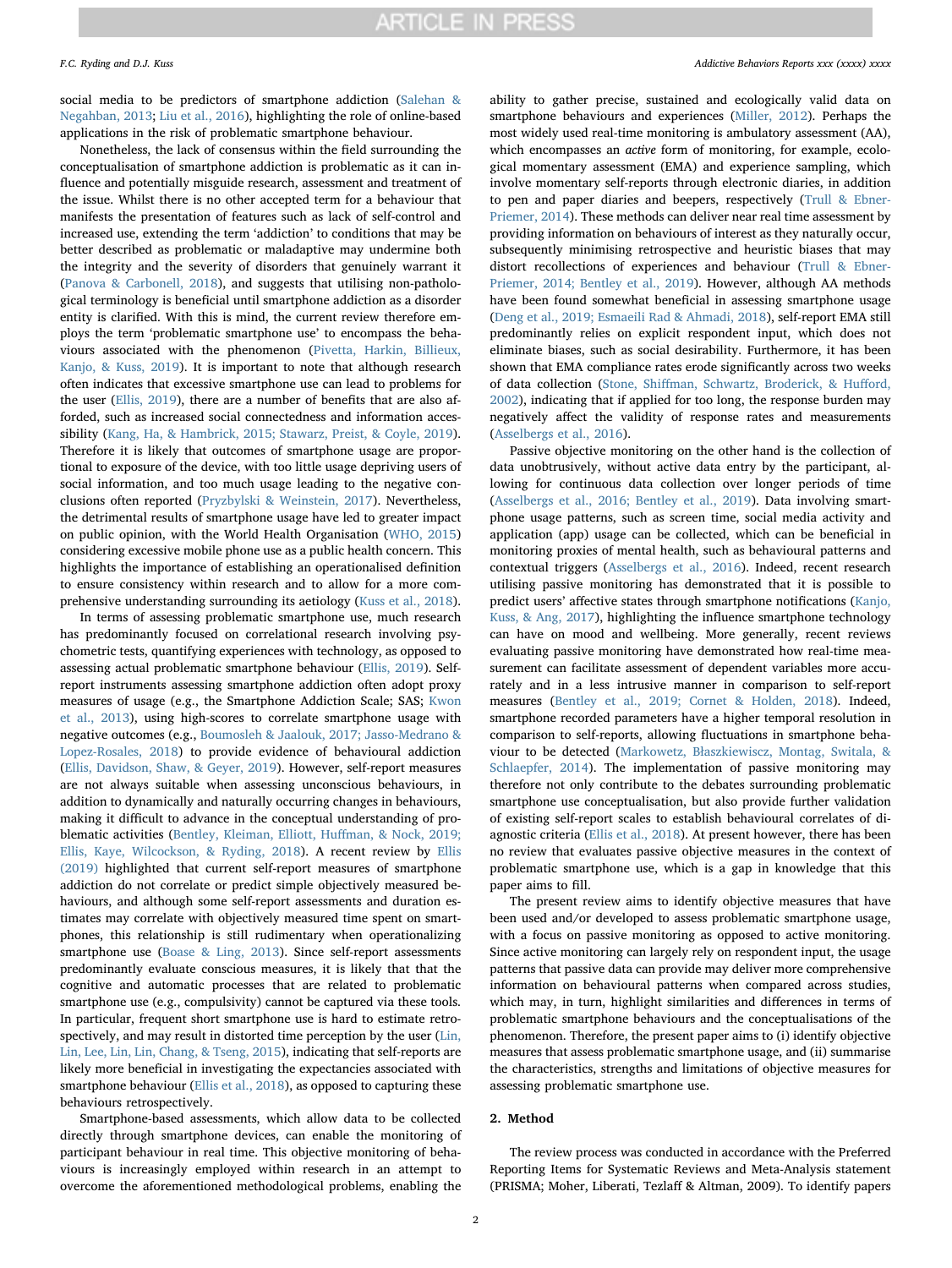social media to be predictors of smartphone addiction (Salehan & Negahban, 2013; Liu et al., 2016), highlighting the role of online-based applications in the risk of problematic smartphone behaviour.

Nonetheless, the lack of consensus within the field surrounding the conceptualisation of smartphone addiction is problematic as it can influence and potentially misguide research, assessment and treatment of the issue. Whilst there is no other accepted term for a behaviour that manifests the presentation of features such as lack of self-control and increased use, extending the term 'addiction' to conditions that may be better described as problematic or maladaptive may undermine both the integrity and the severity of disorders that genuinely warrant it (Panova & Carbonell, 2018), and suggests that utilising non-pathological terminology is beneficial until smartphone addiction as a disorder entity is clarified. With this is mind, the current review therefore employs the term 'problematic smartphone use' to encompass the behaviours associated with the phenomenon (Pivetta, Harkin, Billieux, Kanjo, & Kuss, 2019). It is important to note that although research often indicates that excessive smartphone use can lead to problems for the user (Ellis, 2019), there are a number of benefits that are also afforded, such as increased social connectedness and information accessibility (Kang, Ha, & Hambrick, 2015; Stawarz, Preist, & Coyle, 2019). Therefore it is likely that outcomes of smartphone usage are proportional to exposure of the device, with too little usage depriving users of social information, and too much usage leading to the negative conclusions often reported (Pryzbylski & Weinstein, 2017). Nevertheless, the detrimental results of smartphone usage have led to greater impact on public opinion, with the World Health Organisation (WHO, 2015) considering excessive mobile phone use as a public health concern. This highlights the importance of establishing an operationalised definition to ensure consistency within research and to allow for a more comprehensive understanding surrounding its aetiology (Kuss et al., 2018).

In terms of assessing problematic smartphone use, much research has predominantly focused on correlational research involving psychometric tests, quantifying experiences with technology, as opposed to assessing actual problematic smartphone behaviour (Ellis, 2019). Self-report instruments assessing smartphone addiction often adopt proxy measures of usage (e.g., the Smartphone Addiction Scale; SAS; Kwon et al., 2013), using high-scores to correlate smartphone usage with negative outcomes (e.g., Boumosleh & Jaalouk, 2017; Jasso-Medrano & Lopez-Rosales, 2018) to provide evidence of behavioural addiction (Ellis, Davidson, Shaw, & Geyer, 2019). However, self-report measures are not always suitable when assessing unconscious behaviours, in addition to dynamically and naturally occurring changes in behaviours, making it difficult to advance in the conceptual understanding of problematic activities (Bentley, Kleiman, Elliott, Huffman, & Nock, 2019; Ellis, Kaye, Wilcockson, & Ryding, 2018). A recent review by Ellis (2019) highlighted that current self-report measures of smartphone addiction do not correlate or predict simple objectively measured behaviours, and although some self-report assessments and duration estimates may correlate with objectively measured time spent on smartphones, this relationship is still rudimentary when operationalizing smartphone use (Boase & Ling, 2013). Since self-report assessments predominantly evaluate conscious measures, it is likely that that the cognitive and automatic processes that are related to problematic smartphone use (e.g., compulsivity) cannot be captured via these tools. In particular, frequent short smartphone use is hard to estimate retrospectively, and may result in distorted time perception by the user (Lin, Lin, Lee, Lin, Lin, Chang, & Tseng, 2015), indicating that self-reports are likely more beneficial in investigating the expectancies associated with smartphone behaviour (Ellis et al., 2018), as opposed to capturing these behaviours retrospectively.

Smartphone-based assessments, which allow data to be collected directly through smartphone devices, can enable the monitoring of participant behaviour in real time. This objective monitoring of behaviours is increasingly employed within research in an attempt to overcome the aforementioned methodological problems, enabling the ability to gather precise, sustained and ecologically valid data on smartphone behaviours and experiences (Miller, 2012). Perhaps the most widely used real-time monitoring is ambulatory assessment (AA), which encompasses an *active* form of monitoring, for example, ecological momentary assessment (EMA) and experience sampling, which involve momentary self-reports through electronic diaries, in addition to pen and paper diaries and beepers, respectively (Trull & Ebner-Priemer, 2014). These methods can deliver near real time assessment by providing information on behaviours of interest as they naturally occur, subsequently minimising retrospective and heuristic biases that may distort recollections of experiences and behaviour (Trull & Ebner-Priemer, 2014; Bentley et al., 2019). However, although AA methods have been found somewhat beneficial in assessing smartphone usage (Deng et al., 2019; Esmaeili Rad & Ahmadi, 2018), self-report EMA still predominantly relies on explicit respondent input, which does not eliminate biases, such as social desirability. Furthermore, it has been shown that EMA compliance rates erode significantly across two weeks of data collection (Stone, Shiffman, Schwartz, Broderick, & Hufford, 2002), indicating that if applied for too long, the response burden may negatively affect the validity of response rates and measurements (Asselbergs et al., 2016).

Passive objective monitoring on the other hand is the collection of data unobtrusively, without active data entry by the participant, allowing for continuous data collection over longer periods of time (Asselbergs et al., 2016; Bentley et al., 2019). Data involving smartphone usage patterns, such as screen time, social media activity and application (app) usage can be collected, which can be beneficial in monitoring proxies of mental health, such as behavioural patterns and contextual triggers (Asselbergs et al., 2016). Indeed, recent research utilising passive monitoring has demonstrated that it is possible to predict users' affective states through smartphone notifications (Kanjo, Kuss, & Ang, 2017), highlighting the influence smartphone technology can have on mood and wellbeing. More generally, recent reviews evaluating passive monitoring have demonstrated how real-time measurement can facilitate assessment of dependent variables more accurately and in a less intrusive manner in comparison to self-report measures (Bentley et al., 2019; Cornet & Holden, 2018). Indeed, smartphone recorded parameters have a higher temporal resolution in comparison to self-reports, allowing fluctuations in smartphone behaviour to be detected (Markowetz, Błaszkiewicz, Montag, Switala, & Schlaepfer, 2014). The implementation of passive monitoring may therefore not only contribute to the debates surrounding problematic smartphone use conceptualisation, but also provide further validation of existing self-report scales to establish behavioural correlates of diagnostic criteria (Ellis et al., 2018). At present however, there has been no review that evaluates passive objective measures in the context of problematic smartphone use, which is a gap in knowledge that this paper aims to fill.

The present review aims to identify objective measures that have been used and/or developed to assess problematic smartphone usage, with a focus on passive monitoring as opposed to active monitoring. Since active monitoring can largely rely on respondent input, the usage patterns that passive data can provide may deliver more comprehensive information on behavioural patterns when compared across studies, which may, in turn, highlight similarities and differences in terms of problematic smartphone behaviours and the conceptualisations of the phenomenon. Therefore, the present paper aims to (i) identify objective measures that assess problematic smartphone usage, and (ii) summarise the characteristics, strengths and limitations of objective measures for assessing problematic smartphone use.

## 2. Method

The review process was conducted in accordance with the Preferred Reporting Items for Systematic Reviews and Meta-Analysis statement (PRISMA; Moher, Liberati, Tezlaff & Altman, 2009). To identify papers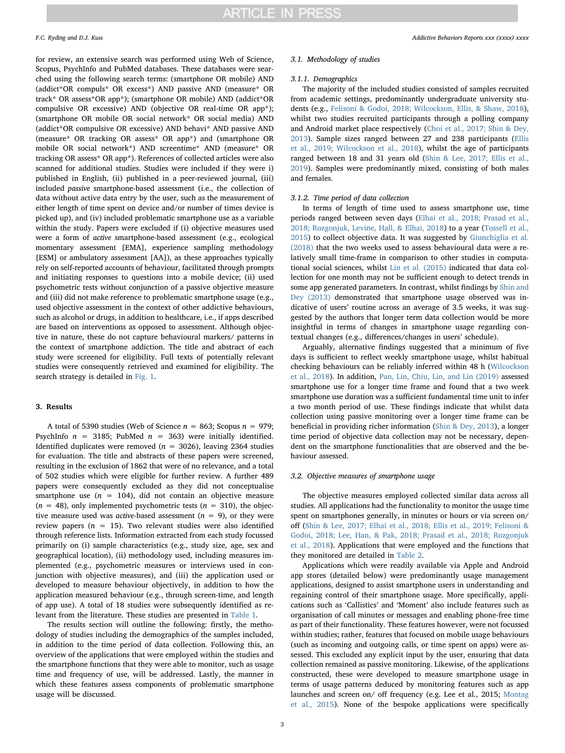for review, an extensive search was performed using Web of Science, Scopus, PsychInfo and PubMed databases. These databases were searched using the following search terms: (smartphone OR mobile) AND (addict*OR compuls* OR excess*) AND passive AND (measure* OR track* OR assess*OR app*); (smartphone OR mobile) AND (addict*OR compulsive OR excessive) AND (objective OR real-time OR app*); (smartphone OR mobile OR social network* OR social media) AND (addict*OR compulsive OR excessive) AND behavi* AND passive AND (measure* OR tracking OR assess* OR app*) and (smartphone OR mobile OR social network*) AND screentime* AND (measure* OR tracking OR assess* OR app*). References of collected articles were also scanned for additional studies. Studies were included if they were i) published in English, (ii) published in a peer-reviewed journal, (iii) included *passive* smartphone-based assessment (i.e., the collection of data without active data entry by the user, such as the measurement of either length of time spent on device and/or number of times device is picked up), and (iv) included problematic smartphone use as a variable within the study. Papers were excluded if (i) objective measures used were a form of *active* smartphone-based assessment (e.g., ecological momentary assessment [EMA], experience sampling methodology [ESM] or ambulatory assessment [AA]), as these approaches typically rely on self-reported accounts of behaviour, facilitated through prompts and initiating responses to questions into a mobile device; (ii) used psychometric tests without conjunction of a passive objective measure and (iii) did not make reference to problematic smartphone usage (e.g., used objective assessment in the context of other addictive behaviours, such as alcohol or drugs, in addition to healthcare, i.e., if apps described are based on interventions as opposed to assessment. Although objective in nature, these do not capture behavioural markers/ patterns in the context of smartphone addiction. The title and abstract of each study were screened for eligibility. Full texts of potentially relevant studies were consequently retrieved and examined for eligibility. The search strategy is detailed in Fig. 1.

## 3. Results

A total of 5390 studies (Web of Science $n$ = 863; Scopus $n$ = 979; PsychInfo $n$ = 3185; PubMed $n$ = 363) were initially identified. Identified duplicates were removed ($n$ = 3026), leaving 2364 studies for evaluation. The title and abstracts of these papers were screened, resulting in the exclusion of 1862 that were of no relevance, and a total of 502 studies which were eligible for further review. A further 489 papers were consequently excluded as they did not conceptualise smartphone use ($n$ = 104), did not contain an objective measure ($n$ = 48), only implemented psychometric tests ($n$ = 310), the objective measure used was *active*-based assessment ($n$ = 9), or they were review papers ($n$ = 15). Two relevant studies were also identified through reference lists. Information extracted from each study focussed primarily on (i) sample characteristics (e.g., study size, age, sex and geographical location), (ii) methodology used, including measures implemented (e.g., psychometric measures or interviews used in conjunction with objective measures), and (iii) the application used or developed to measure behaviour objectively, in addition to how the application measured behaviour (e.g., through screen-time, and length of app use). A total of 18 studies were subsequently identified as relevant from the literature. These studies are presented in Table 1.

The results section will outline the following: firstly, the methodology of studies including the demographics of the samples included, in addition to the time period of data collection. Following this, an overview of the applications that were employed within the studies and the smartphone functions that they were able to monitor, such as usage time and frequency of use, will be addressed. Lastly, the manner in which these features assess components of problematic smartphone usage will be discussed.

### 3.1. Methodology of studies

#### 3.1.1. Demographics

The majority of the included studies consisted of samples recruited from academic settings, predominantly undergraduate university students (e.g., Felisoni & Godoi, 2018; Wilcockson, Ellis, & Shaw, 2018), whilst two studies recruited participants through a polling company and Android market place respectively (Choi et al., 2017; Shin & Dey, 2013). Sample sizes ranged between 27 and 238 participants (Ellis et al., 2019; Wilcockson et al., 2018), whilst the age of participants ranged between 18 and 31 years old (Shin & Lee, 2017; Ellis et al., 2019). Samples were predominantly mixed, consisting of both males and females.

#### 3.1.2. Time period of data collection

In terms of length of time used to assess smartphone use, time periods ranged between seven days (Elhai et al., 2018; Prasad et al., 2018; Rozgonjuk, Levine, Hall, & Elhai, 2018) to a year (Tossell et al., 2015) to collect objective data. It was suggested by Giunchiglia et al. (2018) that the two weeks used to assess behavioural data were a relatively small time-frame in comparison to other studies in computational social sciences, whilst Lin et al. (2015) indicated that data collection for one month may not be sufficient enough to detect trends in some app generated parameters. In contrast, whilst findings by Shin and Dey (2013) demonstrated that smartphone usage observed was indicative of users' routine across an average of 3.5 weeks, it was suggested by the authors that longer term data collection would be more insightful in terms of changes in smartphone usage regarding contextual changes (e.g., differences/changes in users' schedule).

Arguably, alternative findings suggested that a minimum of five days is sufficient to reflect weekly smartphone usage, whilst habitual checking behaviours can be reliably inferred within 48 h (Wilcockson et al., 2018). In addition, Pan, Lin, Chiu, Lin, and Lin (2019) assessed smartphone use for a longer time frame and found that a two week smartphone use duration was a sufficient fundamental time unit to infer a two month period of use. These findings indicate that whilst data collection using passive monitoring over a longer time frame can be beneficial in providing richer information (Shin & Dey, 2013), a longer time period of objective data collection may not be necessary, dependent on the smartphone functionalities that are observed and the behaviour assessed.

### 3.2. Objective measures of smartphone usage

The objective measures employed collected similar data across all studies. All applications had the functionality to monitor the usage time spent on smartphones generally, in minutes or hours or via screen on/off (Shin & Lee, 2017; Elhai et al., 2018; Ellis et al., 2019; Felisoni & Godoi, 2018; Lee, Han, & Pak, 2018; Prasad et al., 2018; Rozgonjuk et al., 2018). Applications that were employed and the functions that they monitored are detailed in Table 2.

Applications which were readily available via Apple and Android app stores (detailed below) were predominantly usage management applications, designed to assist smartphone users in understanding and regaining control of their smartphone usage. More specifically, applications such as 'Callistics' and 'Moment' also include features such as organisation of call minutes or messages and enabling phone-free time as part of their functionality. These features however, were not focussed within studies; rather, features that focused on mobile usage behaviours (such as incoming and outgoing calls, or time spent on apps) were assessed. This excluded any explicit input by the user, ensuring that data collection remained as passive monitoring. Likewise, of the applications constructed, these were developed to measure smartphone usage in terms of usage patterns deduced by monitoring features such as app launches and screen on/ off frequency (e.g. Lee et al., 2015; Montag et al., 2015). None of the bespoke applications were specifically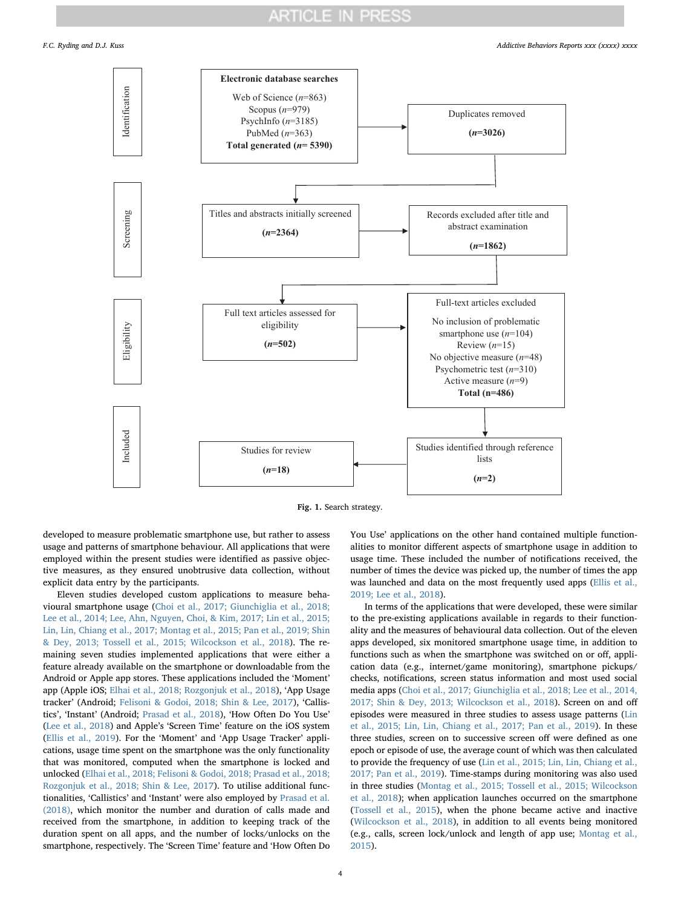**Identification**

Electronic database searches

- Web of Science (*n*=863)
- Scopus (*n*=979)
- PsychInfo (*n*=3185)
- PubMed (*n*=363)
- **Total generated (*n*= 5390)**

Duplicates removed

**(*n*=3026)**

**Screening**

Titles and abstracts initially screened

**(*n*=2364)**

Records excluded after title and abstract examination

**(*n*=1862)**

**Eligibility**

Full text articles assessed for eligibility

**(*n*=502)**

Full-text articles excluded

- No inclusion of problematic smartphone use (*n*=104)
- Review (*n*=15)
- No objective measure (*n*=48)
- Psychometric test (*n*=310)
- Active measure (*n*=9)
- **Total (n=486)**

**Included**

Studies identified through reference lists

**(*n*=2)**

Studies for review

**(*n*=18)**

**Fig. 1.** Search strategy.

developed to measure problematic smartphone use, but rather to assess usage and patterns of smartphone behaviour. All applications that were employed within the present studies were identified as passive objective measures, as they ensured unobtrusive data collection, without explicit data entry by the participants.

Eleven studies developed custom applications to measure behavioural smartphone usage (Choi et al., 2017; Giunchiglia et al., 2018; Lee et al., 2014; Lee, Ahn, Nguyen, Choi, & Kim, 2017; Lin et al., 2015; Lin, Lin, Chiang et al., 2017; Montag et al., 2015; Pan et al., 2019; Shin & Dey, 2013; Tossell et al., 2015; Wilcockson et al., 2018). The remaining seven studies implemented applications that were either a feature already available on the smartphone or downloadable from the Android or Apple app stores. These applications included the 'Moment' app (Apple iOS; Elhai et al., 2018; Rozgonjuk et al., 2018), 'App Usage tracker' (Android; Felisoni & Godoi, 2018; Shin & Lee, 2017), 'Callistics', 'Instant' (Android; Prasad et al., 2018), 'How Often Do You Use' (Lee et al., 2018) and Apple's 'Screen Time' feature on the iOS system (Ellis et al., 2019). For the 'Moment' and 'App Usage Tracker' applications, usage time spent on the smartphone was the only functionality that was monitored, computed when the smartphone is locked and unlocked (Elhai et al., 2018; Felisoni & Godoi, 2018; Prasad et al., 2018; Rozgonjuk et al., 2018; Shin & Lee, 2017). To utilise additional functionalities, 'Callistics' and 'Instant' were also employed by Prasad et al. (2018), which monitor the number and duration of calls made and received from the smartphone, in addition to keeping track of the duration spent on all apps, and the number of locks/unlocks on the smartphone, respectively. The 'Screen Time' feature and 'How Often Do You Use' applications on the other hand contained multiple functionalities to monitor different aspects of smartphone usage in addition to usage time. These included the number of notifications received, the number of times the device was picked up, the number of times the app was launched and data on the most frequently used apps (Ellis et al., 2019; Lee et al., 2018).

In terms of the applications that were developed, these were similar to the pre-existing applications available in regards to their functionality and the measures of behavioural data collection. Out of the eleven apps developed, six monitored smartphone usage time, in addition to functions such as when the smartphone was switched on or off, application data (e.g., internet/game monitoring), smartphone pickups/checks, notifications, screen status information and most used social media apps (Choi et al., 2017; Giunchiglia et al., 2018; Lee et al., 2014, 2017; Shin & Dey, 2013; Wilcockson et al., 2018). Screen on and off episodes were measured in three studies to assess usage patterns (Lin et al., 2015; Lin, Lin, Chiang et al., 2017; Pan et al., 2019). In these three studies, screen on to successive screen off were defined as one epoch or episode of use, the average count of which was then calculated to provide the frequency of use (Lin et al., 2015; Lin, Lin, Chiang et al., 2017; Pan et al., 2019). Time-stamps during monitoring was also used in three studies (Montag et al., 2015; Tossell et al., 2015; Wilcockson et al., 2018); when application launches occurred on the smartphone (Tossell et al., 2015), when the phone became active and inactive (Wilcockson et al., 2018), in addition to all events being monitored (e.g., calls, screen lock/unlock and length of app use; Montag et al., 2015).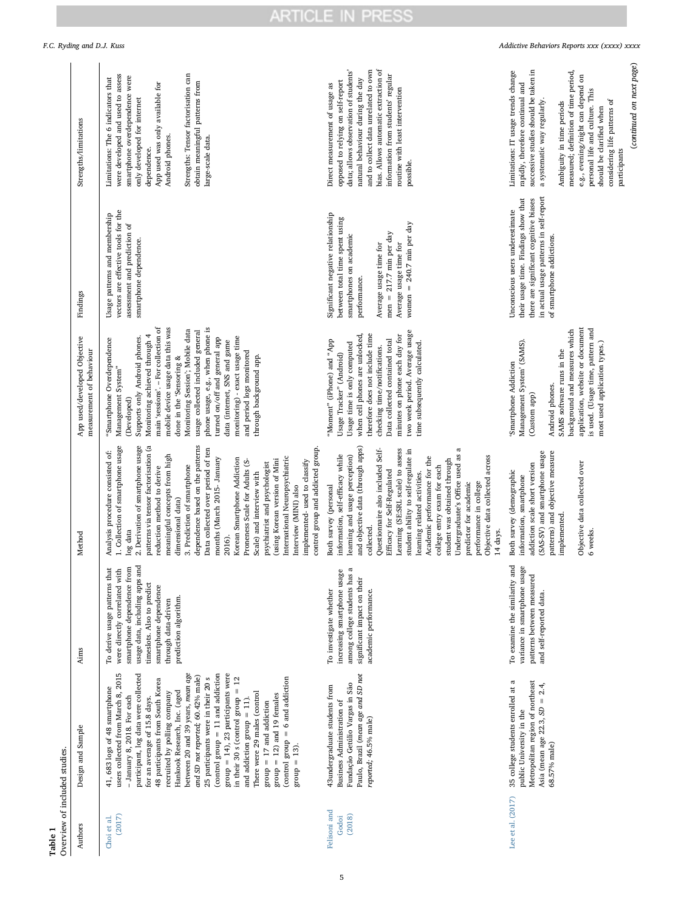**Table 1**
Overview of included studies.

| Authors | Design and Sample | Aims | Method | App used/developed Objective measurement of behaviour | Findings | Strengths/limitations |
|---|---|---|---|---|---|---|
| Choi et al. (2017) | 41, 683 logs of 48 smartphone users collected from March 8, 2015 – January 8, 2018. For each participant, log data were collected for an average of 15.8 days. 48 participants from South Korea recruited by polling company Hankook Research, Inc. (aged between 20 and 39 years, *mean age and SD not reported*; 60.42% male) 25 participants were in their 20 s (control group = 11 and addiction group = 14), 23 participants were in their 30 s (control group = 12 and addiction group = 11). There were 29 males (control group = 17 and addiction group = 12) and 19 females (control group = 6 and addiction group = 13). | To derive usage patterns that were directly correlated with smartphone dependence from usage data, including apps and timeslots. Also to predict smartphone dependence through data-driven prediction algorithm. | Analysis procedure consisted of: 1. Collection of smartphone usage log data 2. Derivation of smartphone usage patterns via tensor factorisation (a reduction method to derive meaningful concepts from high dimensional data) 3. Prediction of smartphone dependence based on the patterns Data collected over period of ten months (March 2015- January 2016). Korean Smartphone Addiction Proneness Scale for Adults (S-Scale) and interview with psychiatrist and psychologist (using Korean version of Mini International Neuropsychiatric Interview (MINI) also implemented- used to classify control group and addicted group. | "Smartphone Overdependence Management System" (Developed) Supports only Android phones. Monitoring achieved through 4 main 'sessions'. – For collection of mobile device usage data this was done in the 'Sensoring & Monitoring Session'; Mobile data usage collected included general phone usage, e.g., when phone is turned on/off and general app data (internet, SNS and game monitoring) - exact usage time and period logs monitored through background app. | Usage patterns and membership vectors are effective tools for the assessment and prediction of smartphone dependence. | Limitations: The 6 indicators that were developed and used to assess smartphone overdependence were only developed for internet dependence. App used was only available for Android phones. Strengths: Tensor factorisation can obtain meaningful patterns from large-scale data. |
| Felisoni and Godoi (2018) | 43undergraduate students from Business Administration of Fundação Getúlio Vargas in São Paulo, Brazil (*mean age and SD not reported*; 46.5% male) | To investigate whether increasing smartphone usage among college students has a significant impact on their academic performance. | Both survey (personal information, self-efficacy while learning and usage perception) and objective data (through apps) collected. Questionnaire also included Self-Efficacy for Self-Regulated Learning (SE:SRL scale) to assess student ability to self-regulate in learning related activities. Academic performance for the college entry exam for each student was obtained through Undergraduate's Office used as a predictor for academic performance in college Objective data collected across 14 days. | "Moment" (iPhone) and "App Usage Tracker" (Android) Usage time is only computed when cell phones are unlocked, therefore does not include time checking time/notifications. Data collected contained total minutes on phone each day for two week period. Average usage time subsequently calculated. | Significant negative relationship between total time spent using smartphones on academic performance. Average usage time for men = 217.7 min per day Average usage time for women = 240.7 min per day | Direct measurement of usage as opposed to relying on self-report data; allows observation of students' natural behaviour during the day and to collect data unrelated to own bias. Allows automatic extraction of information from students' regular routine with least intervention possible. |
| Lee et al. (2017) | 35 college students enrolled at a public University in the Metropolitan region of northeast Asia (mean age 22.3, *SD* = 2.4, 68.57% male) | To examine the similarity and variance in smartphone usage patterns between measured and self-reported data. | Both survey (demographic information, smartphone addiction scale short version (SAS-SV) and smartphone usage patterns) and objective measure implemented. Objective data collected over 6 weeks. | 'Smartphone Addiction Management System' (SAMS). (Custom app) Android phones. SAMS software runs in the background and measures which application, website or document is used. (Usage time, pattern and most used application types.) | Unconscious users underestimate their usage time. Findings show that there are significant cognitive biases in actual usage patterns in self-report of smartphone addictions. | Limitations: IT usage trends change rapidly, therefore continual and successive studies should be taken in a systematic way regularly. Ambiguity in time periods measured; definition of time period, e.g., evening/night can depend on personal life and culture. This should be clarified when considering life patterns of participants |

(*continued on next page*)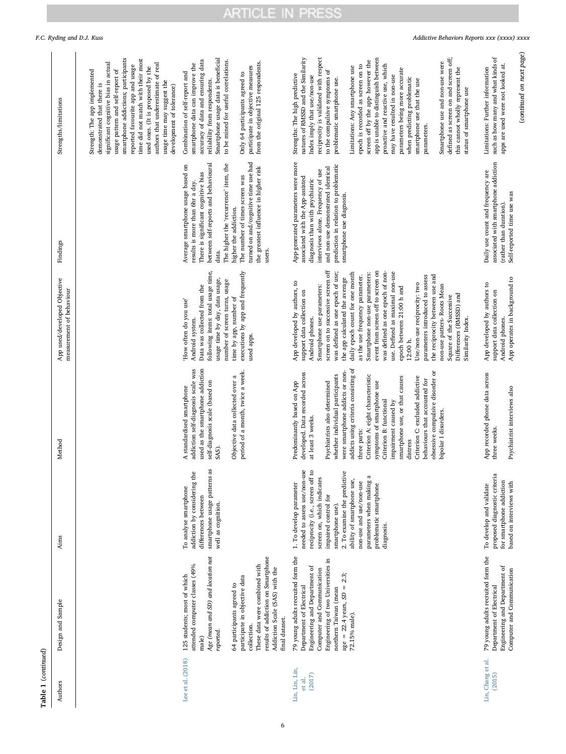**Table 1** (*continued*)

| Authors | Design and Sample | Aims | Method | App used/developed Objective measurement of behaviour | Findings | Strengths/limitations |
|---|---|---|---|---|---|---|
| | | | | | | Strength: The app implemented demonstrated that there is significant cognitive bias in actual usage pattern and self-report of smartphone addictions; participants reported favourite app and usage time did not match with their most used ones. (It is proposed by the authors that underestimate of real usage time may suggest the development of tolerance) |
| Lee et al. (2018) | 125 students; most of which attended computer classes (49% male)<br>*Age (mean and SD) and location not reported.*<br>64 participants agreed to participate in objective data collection.<br>These data were combined with results of addiction on Smartphone Addiction Scale (SAS) with the final dataset. | To analyse smartphone addiction by considering the differences between smartphone usage patterns as well as cognition. | A standardised smartphone addiction self-diagnosis scale was used as the smartphone addiction self-diagnosis scale (based on SAS).<br>Objective data collected over a period of a month, twice a week. | 'How often do you use' Android system.<br>Data was collected from the following items: total usage time, usage time by day, data usage, number of screen turns, usage time by app, number of executions by app and frequently used apps. | Average smartphone usage based on results is more than 6hr a day.<br>There is significant cognitive bias between self-reports and behavioural data.<br>The higher the 'recurrence' item, the higher the addiction.<br>The number of times screen was turned on and/cognitive time use had the greatest influence in higher risk users. | Combination of self-report and smartphone data can improve the accuracy of data and ensuring data reliability from respondents.<br>Smartphone usage data is beneficial to be mined for useful correlations.<br>Only 64 participants agreed to participate in objective measures from the original 125 respondents. |
| Lin, Lin, Lin, et al. (2017) | 79 young adults recruited form the Department of Electrical Engineering and Department of Computer and Communication Engineering of two Universities in northern Taiwan (mean age = 22.4 years, *SD* = 2.3; 72.15% male). | 1. To develop parameter needed to assess use/non-use reciprocity (i.e., screen off to screen on, which indicates impaired control for smartphone use).<br>2. To examine the predictive ability of smartphone use, non-use and use/non-use parameters when making a problematic smartphone diagnosis. | Predominantly based on App developed. Data recorded across at least 3 weeks.<br>Psychiatrists also determined whether individual participants were smartphone addicts or non-addicts using criteria consisting of three parts:<br>Criterion A: eight characteristic symptoms of smartphone use<br>Criterion B: functional impairment caused by smartphone use, or that causes distress<br>Criterion C: excluded addictive behaviours that accounted for obsessive compulsive disorder or bipolar I disorders. | App developed by authors, to support data collection on Android phones.<br>Smartphone use parameters: screen on to successive screen off was defined as one epoch of use; the app calculated the average daily epoch count for one month as the use frequency parameter.<br>Smartphone non-use parameters: event from screen off to screen on was defined as one epoch of non-use. Defined as maximal non-use epoch between 21:00 h and 12:00 h.<br>Use/non-use reciprocity: two parameters introduced to assess the reciprocity between use and non-use patterns- Roots Mean Square of the Successive Differences (RMSSD) and Similarity Index. | App-generated parameters were more associated with the App-assisted diagnosis than with psychiatric interviews alone. Frequency of use and non-use demonstrated identical prediction in relation to problematic smartphone use diagnosis. | Strengths: The high predictive natures of RMSSD and the Similarity Index imply that use/non-use reciprocity is validated with respect to the compulsive symptoms of problematic smartphone use.<br>Limitations: Any smartphone use epoch is recorded as screen on to screen off by the app- however the app is unable to distinguish between proactive and reactive use, which may have resulted in non-use parameters being more accurate when predicting problematic smartphone use that the use parameters.<br>Smartphone use and non-use were defined as screen on and screen off; this cannot wholly represent the status of smartphone use |
| Lin, Chang et al. (2015) | 79 young adults recruited form the Department of Electrical Engineering and Department of Computer and Communication | To develop and validate proposed diagnostic criteria for smartphone addiction based on interviews with | App recorded phone data across three weeks.<br>Psychiatrist interviews also | App developed by authors to support data collection on Android phones.<br>App operates in background to | Daily use count and frequency are associated with smartphone addiction (rather than duration).<br>Self-reported time use was | Limitations: Further information such as how many and what kinds of apps are used were not looked at. |

(*continued on next page*)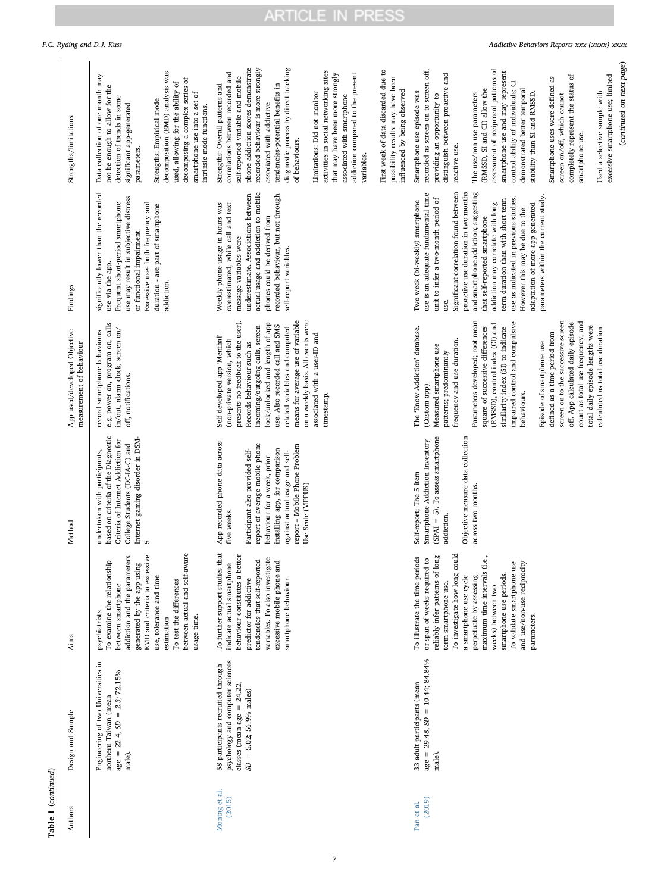**Table 1** (*continued*)

| Authors | Design and Sample | Aims | Method | App used/developed Objective measurement of behaviour | Findings | Strengths/limitations |
|---|---|---|---|---|---|---|
| | Engineering of two Universities in northern Taiwan (mean age = 22.4, *SD* = 2.3; 72.15% male). | psychiatrists. To examine the relationship between smartphone addiction and the parameters generated by the app using EMD and criteria to excessive use, tolerance and time estimation. To test the differences between actual and self-aware usage time. | undertaken with participants, based on criteria of the Diagnostic Criteria of Internet Addiction for College Students (DC-IA-C) and Internet gaming disorder in DSM-5. | record smartphone behaviours e.g. power on, program on, calls in/out, alarm clock, screen on/off, notifications. | significantly lower than the recorded use via the app. Frequent short-period smartphone use may result in subjective distress or functional impairment. Excessive use- both frequency and duration - are part of smartphone addiction. | Data collection of one month may not be enough to allow for the detection of trends in some significant app-generated parameters. Strengths: Empirical mode decomposition (EMD) analysis was used, allowing for the ability of decomposing a complex series of smartphone use into a set of intrinsic mode functions. |
| Montag et al. (2015) | 58 participants recruited through psychology and computer sciences classes (mean age = 24.22, *SD* = 5.02; 56.9% males) | To further support studies that indicate actual smartphone behaviour constitutes a better predictor for addictive tendencies that self-reported variables. To also investigate excessive mobile phone and smartphone behaviour. | App recorded phone data across five weeks. Participant also provided self-report of average mobile phone behaviour for a week, prior installing app, for comparison against actual usage and self-report – Mobile Phone Problem Use Scale (MPPUS) | Self-developed app 'Menthal'- (non-private version, which presents no feedback to the user). Records behaviour such as incoming/outgoing calls, screen lock/unlocked and length of app use. Also recorded call and SMS related variables and computed means for average use of variable on a weekly basis. All events were associated with a user-ID and timestamp. | Weekly phone usage in hours was overestimated, while call and text message variables were underestimated. Associations between actual usage and addiction to mobile phones could be derived from recorded behaviour, but not through self-report variables. | Strengths: Overall patterns and correlations between recorded and self-reported variable and mobile phone addiction scores demonstrate recorded behaviour is more strongly associated with addictive tendencies-potential benefits in diagnostic process by direct tracking of behaviours. Limitations: Did not monitor activities in social networking sites that may have been more strongly associated with smartphone addiction compared to the present variables. First week of data discarded due to possibility results may have been influenced by being observed |
| Pan et al. (2019) | 33 adult participants (mean age = 29.48, *SD* = 10.44; 84.84% male). | To illustrate the time periods or span of weeks required to reliably infer patterns of long term smartphone use. To investigate how long could a smartphone use cycle perpetuate by assessing maximum time intervals (i.e., weeks) between two smartphone use periods. To validate smartphone use and use/non-use reciprocity parameters. | Self-report: The 5 item Smartphone Addiction Inventory (SPAI = 5). To assess smartphone addiction. Objective measure data collection across two months. | The 'Know Addiction' database. (Custom app) Measured smartphone use patterns; predominantly frequency and use duration. Parameters developed; root mean square of successive differences (RMSSD), control index (CI) and similarity index (SI) to indicate impaired control and compulsive behaviours. Episode of smartphone use defined as a time period from screen on to the successive screen off. App calculated daily episode count as total use frequency, and total daily episode lengths were calculated as total use duration. | Two week (bi-weekly) smartphone use is an adequate fundamental time unit to infer a two-month period of use. Significant correlation found between proactive use duration in two months and smartphone addiction; suggesting that self-reported smartphone addiction may correlate with long term duration than with short term use as indicated in previous studies. However this may be due to the adaptation of more app generated parameters within the current study. | Smartphone use episode was recorded as screen-on to screen off, providing an opportunity to distinguish between proactive and reactive use. The use/non-use parameters (RMSSD, SI and CI) allow the assessment of reciprocal patterns of smartphone use and may represent control ability of individuals; CI demonstrated better temporal stability than SI and RMSSD. Smartphone uses were defined as screen on/off, which cannot completely represent the status of smartphone use. Used a selective sample with excessive smartphone use; limited |

(*continued on next page*)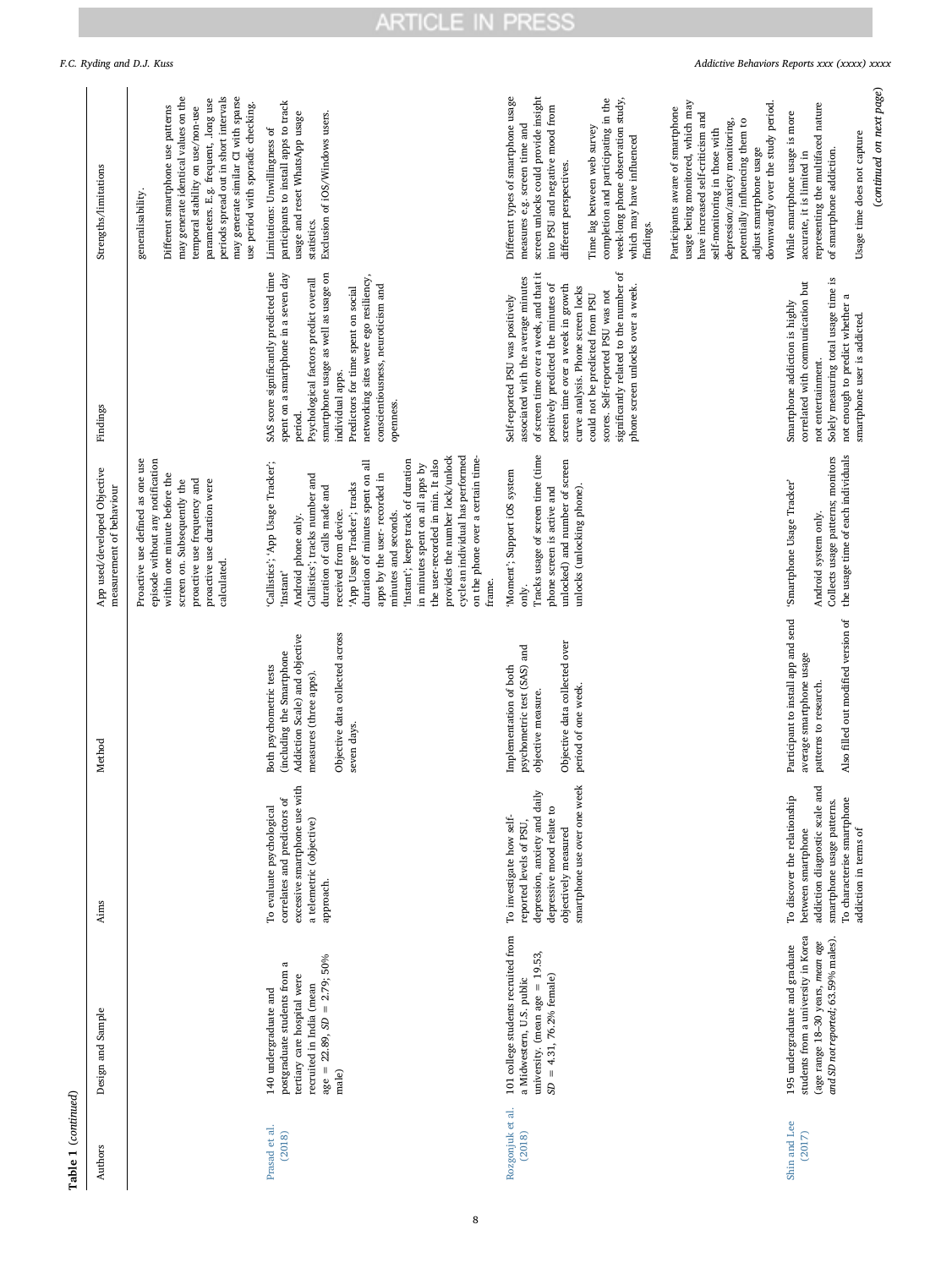Table 1 (continued)

| Authors | Design and Sample | Aims | Method | App used/developed Objective measurement of behaviour | Findings | Strengths/limitations |
|---|---|---|---|---|---|---|
| | | | | Proactive use defined as one use episode without any notification within one minute before the screen on. Subsequently the proactive use frequency and proactive use duration were calculated. | | generalisability.<br><br>Different smartphone use patterns may generate identical values on the temporal stability on use/non-use parameters. E.g. frequent, long use periods spread out in short intervals may generate similar CI with sparse use period with sporadic checking. |
| Prasad et al. (2018) | 140 undergraduate and postgraduate students from a tertiary care hospital were recruited in India (mean age = 22.89, SD = 2.79; 50% male) | To evaluate psychological correlates and predictors of excessive smartphone use with a telemetric (objective) approach. | Both psychometric tests (including the Smartphone Addiction Scale) and objective measures (three apps).<br><br>Objective data collected across seven days. | 'Callistics'; 'App Usage Tracker'; 'Instant'<br><br>Android phone only.<br><br>Callistics'; tracks number and duration of calls made and received from device.<br><br>'App Usage Tracker'; tracks duration of minutes spent on all apps by the user- recorded in minutes and seconds.<br><br>'Instant'; keeps track of duration in minutes spent on all apps by the user-recorded in min. It also provides the number lock/unlock cycle an individual has performed on the phone over a certain time-frame. | SAS score significantly predicted time spent on a smartphone in a seven day period.<br><br>Psychological factors predict overall smartphone usage as well as usage on individual apps.<br><br>Predictors for time spent on social networking sites were ego resiliency, conscientiousness, neuroticism and openness. | Limitations: Unwillingness of participants to install apps to track usage and reset WhatsApp usage statistics.<br><br>Exclusion of iOS/Windows users. |
| Rozgonjuk et al. (2018) | 101 college students recruited from a Midwestern, U.S. public university. (mean age = 19.53, SD = 4.31, 76.2% female) | To investigate how self-reported levels of PSU, depression, anxiety and daily depressive mood relate to objectively measured smartphone use over one week | Implementation of both psychometric test (SAS) and objective measure.<br><br>Objective data collected over period of one week. | 'Moment'; Support iOS system only.<br><br>Tracks usage of screen time (time phone screen is active and unlocked) and number of screen unlocks (unlocking phone). | Self-reported PSU was positively associated with the average minutes of screen time over a week, and that it positively predicted the minutes of screen time over a week in growth curve analysis. Phone screen locks could not be predicted from PSU scores. Self-reported PSU was not significantly related to the number of phone screen unlocks over a week. | Different types of smartphone usage measures e.g. screen time and screen unlocks could provide insight into PSU and negative mood from different perspectives.<br><br>Time lag between web survey completion and participating in the week-long phone observation study, which may have influenced findings.<br><br>Participants aware of smartphone usage being monitored, which may have increased self-criticism and self-monitoring in those with depression/anxiety monitoring, potentially influencing them to adjust smartphone usage downwardly over the study period. |
| Shin and Lee (2017) | 195 undergraduate and graduate students from a university in Korea (age range 18–30 years, *mean age and SD not reported*; 63.59% males). | To discover the relationship between smartphone addiction diagnostic scale and smartphone usage patterns. To characterise smartphone addiction in terms of | Participant to install app and send average smartphone usage patterns to research.<br><br>Also filled out modified version of | 'Smartphone Usage Tracker'<br><br>Android system only.<br><br>Collects usage patterns, monitors the usage time of each individuals | Smartphone addiction is highly correlated with communication but not entertainment.<br><br>Solely measuring total usage time is not enough to predict whether a smartphone user is addicted. | While smartphone usage is more accurate, it is limited in representing the multifaced nature of smartphone addiction.<br><br>Usage time does not capture |

*(continued on next page)*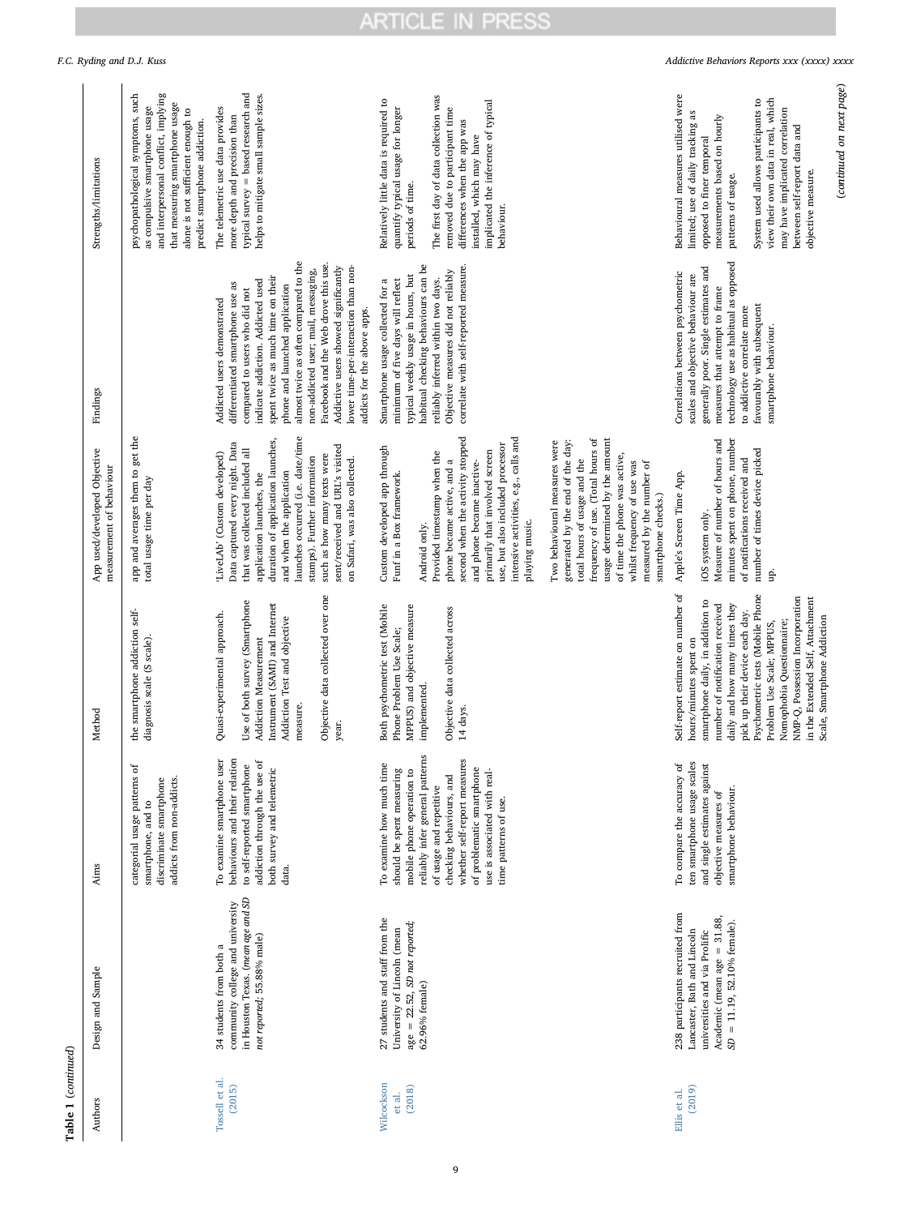**Table 1** (*continued*)

| Authors | Design and Sample | Aims | Method | App used/developed Objective measurement of behaviour | Findings | Strengths/limitations |
|---|---|---|---|---|---|---|
| | | categorial usage patterns of smartphone, and to discriminate smartphone addicts from non-addicts. | the smartphone addiction self-diagnosis scale (S scale). | app and averages them to get the total usage time per day | | psychopathological symptoms, such as compulsive smartphone usage and interpersonal conflict, implying that measuring smartphone usage alone is not sufficient enough to predict smartphone addiction. |
| Tossell et al. (2015) | 34 students from both a community college and university in Houston Texas. (*mean age and SD not reported*; 55.88% male) | To examine smartphone user behaviours and their relation to self-reported smartphone addiction through the use of both survey and telemetric data. | Quasi-experimental approach.<br><br>Use of both survey (Smartphone Addiction Measurement Instrument (SAMI) and Internet Addiction Test and objective measure.<br><br>Objective data collected over one year. | 'LiveLab' (Custom developed) Data captured every night. Data that was collected included all application launches, the duration of application launches, and when the application launches occurred (i.e. date/time stamps). Further information such as how many texts were sent/received and URL's visited on Safari, was also collected. | Addicted users demonstrated differentiated smartphone use as compared to users who did not indicate addiction. Addicted used spent twice as much time on their phone and launched application almost twice as often compared to the non-addicted user; mail, messaging, Facebook and the Web drove this use. Addictive users showed significantly lower time-per-interaction than non-addicts for the above apps. | The telemetric use data provides more depth and precision than typical survey = based research and helps to mitigate small sample sizes. |
| Wilcockson et al. (2018) | 27 students and staff from the University of Lincoln (mean age = 22.52, *SD not reported*; 62.96% female) | To examine how much time should be spent measuring mobile phone operation to reliably infer general patterns of usage and repetitive checking behaviours, and whether self-report measures of problematic smartphone use is associated with real-time patterns of use. | Both psychometric test (Mobile Phone Problem Use Scale; MPPUS) and objective measure implemented.<br><br>Objective data collected across 14 days. | Custom developed app through Funf in a Box framework.<br><br>Android only.<br><br>Provided timestamp when the phone became active, and a second when the activity stopped and phone became inactive-primarily that involved screen use, but also included processor intensive activities, e.g., calls and playing music.<br><br>Two behavioural measures were generated by the end of the day: total hours of usage and the frequency of use. (Total hours of usage determined by the amount of time the phone was active, whilst frequency of use was measured by the number of smartphone checks.) | Smartphone usage collected for a minimum of five days will reflect typical weekly usage in hours, but habitual checking behaviours can be reliably inferred within two days. Objective measures did not reliably correlate with self-reported measure. | Relatively little data is required to quantify typical usage for longer periods of time.<br><br>The first day of data collection was removed due to participant time differences when the app was installed, which may have implicated the inference of typical behaviour. |
| Ellis et al. (2019) | 238 participants recruited from Lancaster, Bath and Lincoln universities and via Prolific Academic (mean age = 31.88, *SD* = 11.19, 52.10% female). | To compare the accuracy of ten smartphone usage scales and single estimates against objective measures of smartphone behaviour. | Self-report estimate on number of hours/minutes spent on smartphone daily, in addition to number of notification received daily and how many times they pick up their device each day. Psychometric tests (Mobile Phone Problem Use Scale; MPPUS, Nomophobia Questionnaire; NMP-Q, Possession Incorporation in the Extended Self, Attachment Scale, Smartphone Addiction | Apple's Screen Time App.<br><br>iOS system only.<br><br>Measure of number of hours and minutes spent on phone, number of notifications received and number of times device picked up. | Correlations between psychometric scales and objective behaviour are generally poor. Single estimates and measures that attempt to frame technology use as habitual as opposed to addictive correlate more favourably with subsequent smartphone behaviour. | Behavioural measures utilised were limited; use of daily tracking as opposed to finer temporal measurements based on hourly patterns of usage.<br><br>System used allows participants to view their own data in real, which may have implicated correlation between self-report data and objective measure. |

(*continued on next page*)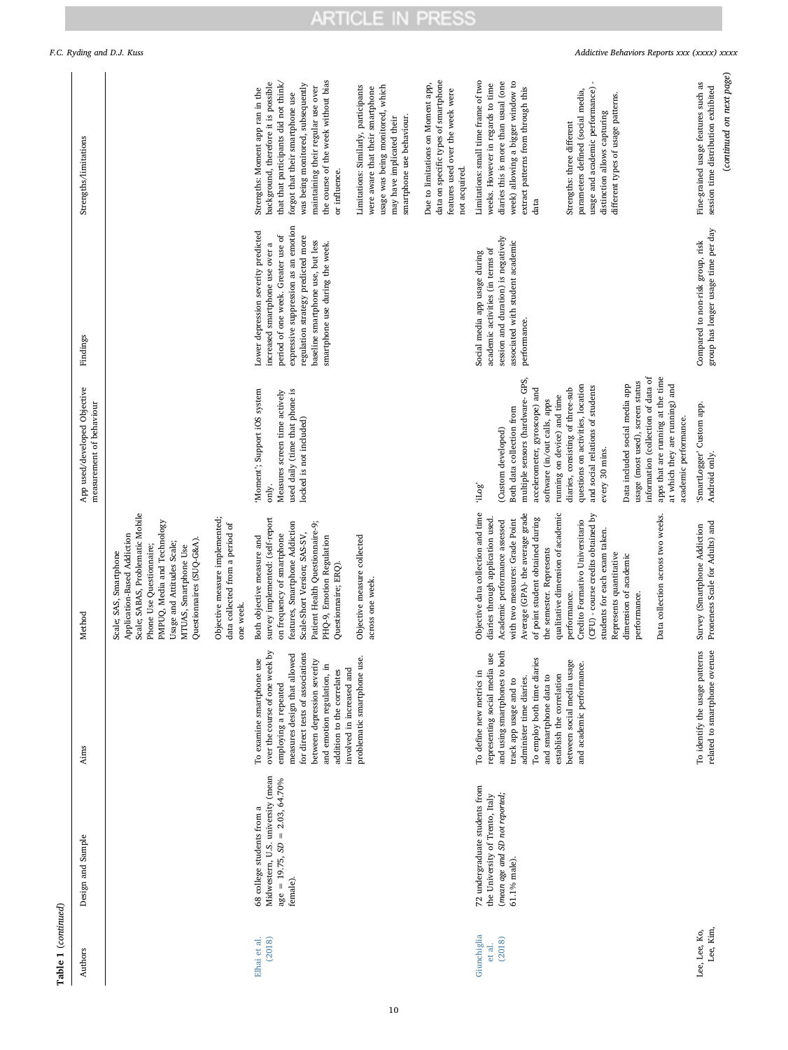**Table 1** (*continued*)

| Authors | Design and Sample | Aims | Method | App used/developed Objective measurement of behaviour | Findings | Strengths/limitations |
|---|---|---|---|---|---|---|
| | | | Scale; SAS, Smartphone Application-Based Addiction Scale; SABAS, Problematic Mobile Phone Use Questionnaire; PMPUQ, Media and Technology Usage and Attitudes Scale; MTUAS, Smartphone Use Questionnaires (SUQ-G&A).<br><br>Objective measure implemented; data collected from a period of one week. | | | |
| Elhai et al. (2018) | 68 college students from a Midwestern, U.S. university (mean age = 19.75, *SD* = 2.03, 64.70% female). | To examine smartphone use over the course of one week by employing a repeated measures design that allowed for direct tests of associations between depression severity and emotion regulation, in addition to the correlates involved in increased and problematic smartphone use. | Both objective measure and survey implemented: (self-report on frequency of smartphone features, Smartphone Addiction Scale-Short Version, SAS-SV, Patient Health Questionnaire-9; PHQ-9, Emotion Regulation Questionnaire; ERQ).<br><br>Objective measure collected across one week. | 'Moment'; Support iOS system only.<br>Measures screen time actively used daily (time that phone is locked is not included) | Lower depression severity predicted increased smartphone use over a period of one week. Greater use of expressive suppression as an emotion regulation strategy predicted more baseline smartphone use, but less smartphone use during the week. | Strengths: Moment app ran in the background, therefore it is possible that that participants did not think/forgot that their smartphone use was being monitored, subsequently maintaining their regular use over the course of the week without bias or influence.<br><br>Limitations: Similarly, participants were aware that their smartphone usage was being monitored, which may have implicated their smartphone use behaviour.<br><br>Due to limitations on Moment app, data on specific types of smartphone features used over the week were not acquired. |
| Giunchiglia et al. (2018) | 72 undergraduate students from the University of Trento, Italy (*mean age and SD not reported*; 61.1% male). | To define new metrics in representing social media use and using smartphones to both track app usage and to administer time diaries.<br>To employ both time diaries and smartphone data to establish the correlation between social media usage and academic performance. | Objective data collection and time diaries through application used.<br>Academic performance assessed with two measures: Grade Point Average (GPA)- the average grade of point student obtained during the semester. Represents qualitative dimension of academic performance.<br>Credito Formativo Universitario (CFU) - course credits obtained by students for each exam taken. Represents quantitative dimension of academic performance.<br><br>Data collection across two weeks. | 'iLog'<br><br>(Custom developed)<br>Both data collection from multiple sensors (hardware- GPS, accelerometer, gyroscope) and software (in/out calls, apps running on device) and time diaries, consisting of three-sub questions on activities, location and social relations of students every 30 mins.<br><br>Data included social media app usage (most used), screen status information (collection of data of apps that are running at the time at which they are running) and academic performance. | Social media app usage during academic activities (in terms of session and duration) is negatively associated with student academic performance. | Limitations: small time frame of two weeks. However in regards to time diaries this is more than usual (one week) allowing a bigger window to extract patterns from through this data<br><br>Strengths: three different parameters defined (social media, usage and academic performance) - distinction allows capturing different types of usage patterns. |
| Lee, Lee, Ko, Lee, Kim, | To identify the usage patterns related to smartphone overuse | Survey (Smartphone Addiction Proneness Scale for Adults) and | 'SmartLogger' Custom app.<br>Android only. | Compared to non-risk group, risk group has longer usage time per day | Fine-grained usage features such as session time distribution exhibited |

(*continued on next page*)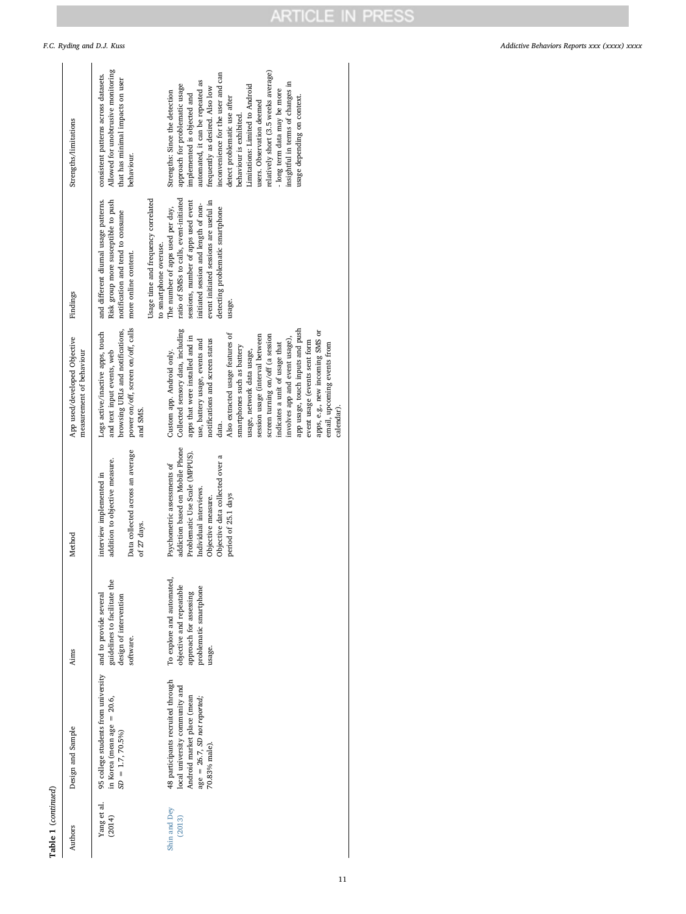**Table 1** (*continued*)

| Authors | Design and Sample | Aims | Method | App used/developed Objective measurement of behaviour | Findings | Strengths/limitations |
|---|---|---|---|---|---|---|
| Yang et al. (2014) | 95 college students from university in Korea (mean age = 20.6, *SD* = 1.7, 70.5%) | and to provide several guidelines to facilitate the design of intervention software. | interview implemented in addition to objective measure. Data collected across an average of 27 days. | Logs active/inactive apps, touch and text input events, web browsing URLs and notifications, power on/off, screen on/off, calls and SMS. | and different diurnal usage patterns. Risk group more susceptible to push notification and tend to consume more online content. Usage time and frequency correlated to smartphone overuse. | consistent patterns across datasets. Allowed for unobtrusive monitoring that has minimal impacts on user behaviour. |
| Shin and Dey (2013) | 48 participants recruited through local university community and Android market place (mean age = 26.7, *SD not reported*; 70.83% male). | To explore and automated, objective and repeatable approach for assessing problematic smartphone usage. | Psychometric assessments of addiction based on Mobile Phone Problematic Use Scale (MPPUS). Individual interviews. Objective measure. Objective data collected over a period of 25.1 days | Custom app. Android only. Collected sensory data, including apps that were installed and in use, battery usage, events and notifications and screen status data. Also extracted usage features of smartphones such as battery usage, network data usage, session usage (interval between screen turning on/off (a session indicates a unit of usage that involves app and event usage), app usage, touch inputs and push event usage (events sent form apps, e.g., new incoming SMS or email, upcoming events from calendar). | The number of apps used per day, ratio of SMSs to calls, event-initiated sessions, number of apps used event initiated session and length of non-event initiated sessions are useful in detecting problematic smartphone usage. | Strengths: Since the detection approach for problematic usage implemented is objected and automated, it can be repeated as frequently as desired. Also low inconvenience for the user and can detect problematic use after behaviour is exhibited. Limitations: Limited to Android users. Observation deemed relatively short (3.5 weeks average) - long term data may be more insightful in terms of changes in usage depending on context. |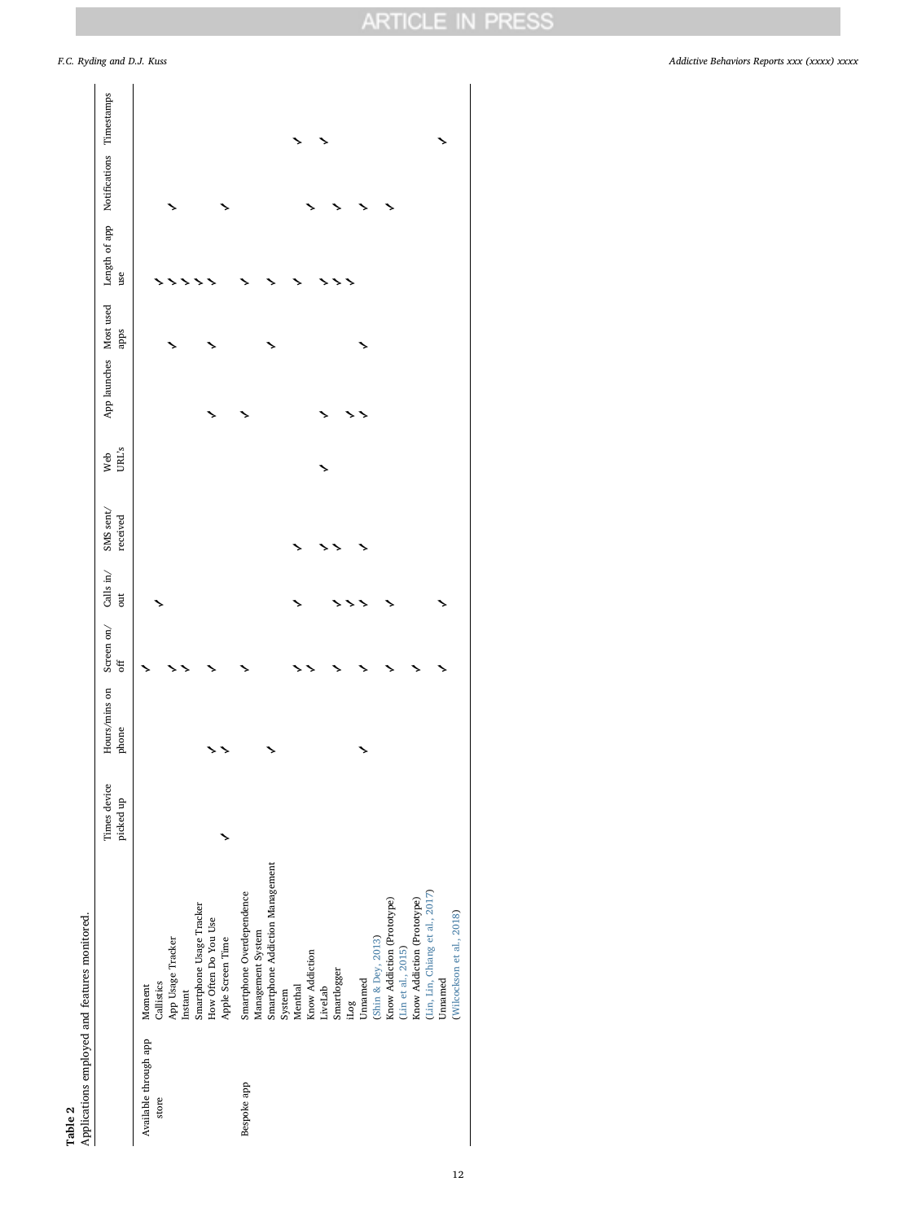**Table 2**
Applications employed and features monitored.

| | | Times device picked up | Hours/mins on phone | Screen on/off | Calls in/out | SMS sent/received | Web URL's | App launches | Most used apps | Length of app use | Notifications | Timestamps |
|---|---|---|---|---|---|---|---|---|---|---|---|---|
| Available through app store | Moment | | | ✓ | | | | | | | | |
| | Callistics | | | | ✓ | | | | | ✓ | | |
| | App Usage Tracker | | | ✓ | | | | | ✓ | ✓ | ✓ | |
| | Instant | | | ✓ | | | | | | ✓ | | |
| | Smartphone Usage Tracker | | | | | | | | | ✓ | | |
| | How Often Do You Use | | ✓ | ✓ | | | | ✓ | ✓ | ✓ | ✓ | |
| | Apple Screen Time | ✓ | ✓ | | | | | | | | | |
| Bespoke app | Smartphone Overdependence Management System | | | ✓ | | | | ✓ | | ✓ | | |
| | Smartphone Addiction Management System | | ✓ | | | | | | ✓ | ✓ | | |
| | Menthal | | | ✓ | ✓ | ✓ | | | | ✓ | | ✓ |
| | Know Addiction | | | ✓ | | | | | | | ✓ | |
| | LiveLab | | | | ✓ | ✓ | ✓ | ✓ | | ✓ | | ✓ |
| | Smartlogger | | | ✓ | ✓ | ✓ | | ✓ | | ✓ | ✓ | |
| | iLog | | | | ✓ | | | ✓ | ✓ | ✓ | | |
| | Unnamed (Shin & Dey, 2013) | | ✓ | ✓ | | ✓ | | | | | ✓ | |
| | Know Addiction (Prototype) (Lin et al., 2015) | | | ✓ | ✓ | | | | | | ✓ | |
| | Know Addiction (Prototype) (Lin, Lin, Chiang et al., 2017) | | | ✓ | | | | | | | | |
| | Unnamed (Wilcockson et al., 2018) | | | ✓ | ✓ | | | | | | | ✓ |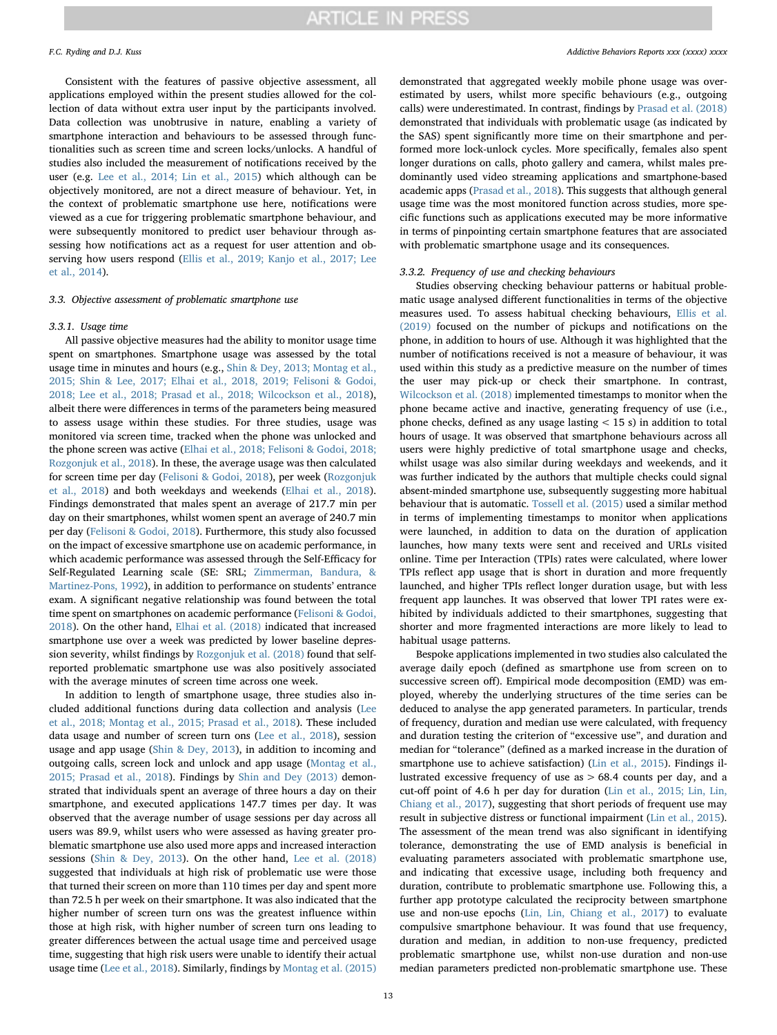Consistent with the features of passive objective assessment, all applications employed within the present studies allowed for the collection of data without extra user input by the participants involved. Data collection was unobtrusive in nature, enabling a variety of smartphone interaction and behaviours to be assessed through functionalities such as screen time and screen locks/unlocks. A handful of studies also included the measurement of notifications received by the user (e.g. Lee et al., 2014; Lin et al., 2015) which although can be objectively monitored, are not a direct measure of behaviour. Yet, in the context of problematic smartphone use here, notifications were viewed as a cue for triggering problematic smartphone behaviour, and were subsequently monitored to predict user behaviour through assessing how notifications act as a request for user attention and observing how users respond (Ellis et al., 2019; Kanjo et al., 2017; Lee et al., 2014).

### 3.3. Objective assessment of problematic smartphone use

#### 3.3.1. Usage time

All passive objective measures had the ability to monitor usage time spent on smartphones. Smartphone usage was assessed by the total usage time in minutes and hours (e.g., Shin & Dey, 2013; Montag et al., 2015; Shin & Lee, 2017; Elhai et al., 2018, 2019; Felisoni & Godoi, 2018; Lee et al., 2018; Prasad et al., 2018; Wilcockson et al., 2018), albeit there were differences in terms of the parameters being measured to assess usage within these studies. For three studies, usage was monitored via screen time, tracked when the phone was unlocked and the phone screen was active (Elhai et al., 2018; Felisoni & Godoi, 2018; Rozgonjuk et al., 2018). In these, the average usage was then calculated for screen time per day (Felisoni & Godoi, 2018), per week (Rozgonjuk et al., 2018) and both weekdays and weekends (Elhai et al., 2018). Findings demonstrated that males spent an average of 217.7 min per day on their smartphones, whilst women spent an average of 240.7 min per day (Felisoni & Godoi, 2018). Furthermore, this study also focussed on the impact of excessive smartphone use on academic performance, in which academic performance was assessed through the Self-Efficacy for Self-Regulated Learning scale (SE: SRL; Zimmerman, Bandura, & Martinez-Pons, 1992), in addition to performance on students' entrance exam. A significant negative relationship was found between the total time spent on smartphones on academic performance (Felisoni & Godoi, 2018). On the other hand, Elhai et al. (2018) indicated that increased smartphone use over a week was predicted by lower baseline depression severity, whilst findings by Rozgonjuk et al. (2018) found that self-reported problematic smartphone use was also positively associated with the average minutes of screen time across one week.

In addition to length of smartphone usage, three studies also included additional functions during data collection and analysis (Lee et al., 2018; Montag et al., 2015; Prasad et al., 2018). These included data usage and number of screen turn ons (Lee et al., 2018), session usage and app usage (Shin & Dey, 2013), in addition to incoming and outgoing calls, screen lock and unlock and app usage (Montag et al., 2015; Prasad et al., 2018). Findings by Shin and Dey (2013) demonstrated that individuals spent an average of three hours a day on their smartphone, and executed applications 147.7 times per day. It was observed that the average number of usage sessions per day across all users was 89.9, whilst users who were assessed as having greater problematic smartphone use also used more apps and increased interaction sessions (Shin & Dey, 2013). On the other hand, Lee et al. (2018) suggested that individuals at high risk of problematic use were those that turned their screen on more than 110 times per day and spent more than 72.5 h per week on their smartphone. It was also indicated that the higher number of screen turn ons was the greatest influence within those at high risk, with higher number of screen turn ons leading to greater differences between the actual usage time and perceived usage time, suggesting that high risk users were unable to identify their actual usage time (Lee et al., 2018). Similarly, findings by Montag et al. (2015) demonstrated that aggregated weekly mobile phone usage was overestimated by users, whilst more specific behaviours (e.g., outgoing calls) were underestimated. In contrast, findings by Prasad et al. (2018) demonstrated that individuals with problematic usage (as indicated by the SAS) spent significantly more time on their smartphone and performed more lock-unlock cycles. More specifically, females also spent longer durations on calls, photo gallery and camera, whilst males predominantly used video streaming applications and smartphone-based academic apps (Prasad et al., 2018). This suggests that although general usage time was the most monitored function across studies, more specific functions such as applications executed may be more informative in terms of pinpointing certain smartphone features that are associated with problematic smartphone usage and its consequences.

#### 3.3.2. Frequency of use and checking behaviours

Studies observing checking behaviour patterns or habitual problematic usage analysed different functionalities in terms of the objective measures used. To assess habitual checking behaviours, Ellis et al. (2019) focused on the number of pickups and notifications on the phone, in addition to hours of use. Although it was highlighted that the number of notifications received is not a measure of behaviour, it was used within this study as a predictive measure on the number of times the user may pick-up or check their smartphone. In contrast, Wilcockson et al. (2018) implemented timestamps to monitor when the phone became active and inactive, generating frequency of use (i.e., phone checks, defined as any usage lasting < 15 s) in addition to total hours of usage. It was observed that smartphone behaviours across all users were highly predictive of total smartphone usage and checks, whilst usage was also similar during weekdays and weekends, and it was further indicated by the authors that multiple checks could signal absent-minded smartphone use, subsequently suggesting more habitual behaviour that is automatic. Tossell et al. (2015) used a similar method in terms of implementing timestamps to monitor when applications were launched, in addition to data on the duration of application launches, how many texts were sent and received and URLs visited online. Time per Interaction (TPIs) rates were calculated, where lower TPIs reflect app usage that is short in duration and more frequently launched, and higher TPIs reflect longer duration usage, but with less frequent app launches. It was observed that lower TPI rates were exhibited by individuals addicted to their smartphones, suggesting that shorter and more fragmented interactions are more likely to lead to habitual usage patterns.

Bespoke applications implemented in two studies also calculated the average daily epoch (defined as smartphone use from screen on to successive screen off). Empirical mode decomposition (EMD) was employed, whereby the underlying structures of the time series can be deduced to analyse the app generated parameters. In particular, trends of frequency, duration and median use were calculated, with frequency and duration testing the criterion of "excessive use", and duration and median for "tolerance" (defined as a marked increase in the duration of smartphone use to achieve satisfaction) (Lin et al., 2015). Findings illustrated excessive frequency of use as > 68.4 counts per day, and a cut-off point of 4.6 h per day for duration (Lin et al., 2015; Lin, Lin, Chiang et al., 2017), suggesting that short periods of frequent use may result in subjective distress or functional impairment (Lin et al., 2015). The assessment of the mean trend was also significant in identifying tolerance, demonstrating the use of EMD analysis is beneficial in evaluating parameters associated with problematic smartphone use, and indicating that excessive usage, including both frequency and duration, contribute to problematic smartphone use. Following this, a further app prototype calculated the reciprocity between smartphone use and non-use epochs (Lin, Lin, Chiang et al., 2017) to evaluate compulsive smartphone behaviour. It was found that use frequency, duration and median, in addition to non-use frequency, predicted problematic smartphone use, whilst non-use duration and non-use median parameters predicted non-problematic smartphone use. These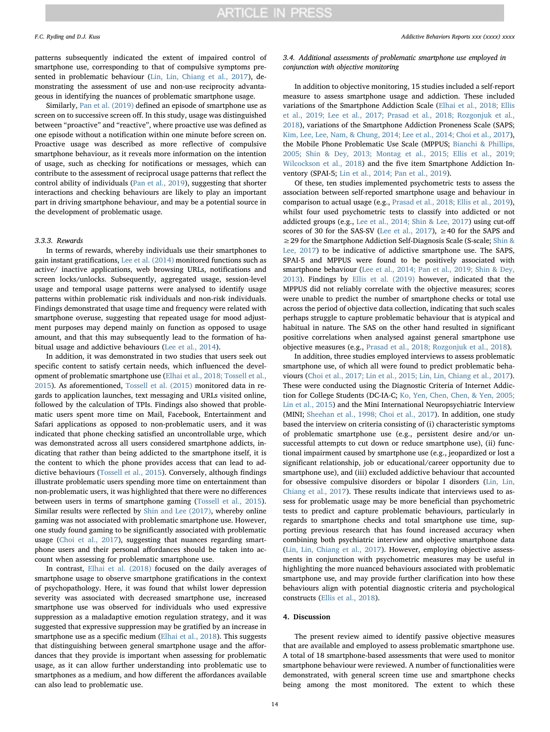patterns subsequently indicated the extent of impaired control of smartphone use, corresponding to that of compulsive symptoms presented in problematic behaviour (Lin, Lin, Chiang et al., 2017), demonstrating the assessment of use and non-use reciprocity advantageous in identifying the nuances of problematic smartphone usage.

Similarly, Pan et al. (2019) defined an episode of smartphone use as screen on to successive screen off. In this study, usage was distinguished between "proactive" and "reactive", where proactive use was defined as one episode without a notification within one minute before screen on. Proactive usage was described as more reflective of compulsive smartphone behaviour, as it reveals more information on the intention of usage, such as checking for notifications or messages, which can contribute to the assessment of reciprocal usage patterns that reflect the control ability of individuals (Pan et al., 2019), suggesting that shorter interactions and checking behaviours are likely to play an important part in driving smartphone behaviour, and may be a potential source in the development of problematic usage.

#### 3.3.3. Rewards

In terms of rewards, whereby individuals use their smartphones to gain instant gratifications, Lee et al. (2014) monitored functions such as active/ inactive applications, web browsing URLs, notifications and screen locks/unlocks. Subsequently, aggregated usage, session-level usage and temporal usage patterns were analysed to identify usage patterns within problematic risk individuals and non-risk individuals. Findings demonstrated that usage time and frequency were related with smartphone overuse, suggesting that repeated usage for mood adjustment purposes may depend mainly on function as opposed to usage amount, and that this may subsequently lead to the formation of habitual usage and addictive behaviours (Lee et al., 2014).

In addition, it was demonstrated in two studies that users seek out specific content to satisfy certain needs, which influenced the development of problematic smartphone use (Elhai et al., 2018; Tossell et al., 2015). As aforementioned, Tossell et al. (2015) monitored data in regards to application launches, text messaging and URLs visited online, followed by the calculation of TPIs. Findings also showed that problematic users spent more time on Mail, Facebook, Entertainment and Safari applications as opposed to non-problematic users, and it was indicated that phone checking satisfied an uncontrollable urge, which was demonstrated across all users considered smartphone addicts, indicating that rather than being addicted to the smartphone itself, it is the content to which the phone provides access that can lead to addictive behaviours (Tossell et al., 2015). Conversely, although findings illustrate problematic users spending more time on entertainment than non-problematic users, it was highlighted that there were no differences between users in terms of smartphone gaming (Tossell et al., 2015). Similar results were reflected by Shin and Lee (2017), whereby online gaming was not associated with problematic smartphone use. However, one study found gaming to be significantly associated with problematic usage (Choi et al., 2017), suggesting that nuances regarding smartphone users and their personal affordances should be taken into account when assessing for problematic smartphone use.

In contrast, Elhai et al. (2018) focused on the daily averages of smartphone usage to observe smartphone gratifications in the context of psychopathology. Here, it was found that whilst lower depression severity was associated with decreased smartphone use, increased smartphone use was observed for individuals who used expressive suppression as a maladaptive emotion regulation strategy, and it was suggested that expressive suppression may be gratified by an increase in smartphone use as a specific medium (Elhai et al., 2018). This suggests that distinguishing between general smartphone usage and the affordances that they provide is important when assessing for problematic usage, as it can allow further understanding into problematic use to smartphones as a medium, and how different the affordances available can also lead to problematic use.

### 3.4. Additional assessments of problematic smartphone use employed in conjunction with objective monitoring

In addition to objective monitoring, 15 studies included a self-report measure to assess smartphone usage and addiction. These included variations of the Smartphone Addiction Scale (Elhai et al., 2018; Ellis et al., 2019; Lee et al., 2017; Prasad et al., 2018; Rozgonjuk et al., 2018), variations of the Smartphone Addiction Proneness Scale (SAPS; Kim, Lee, Lee, Nam, & Chung, 2014; Lee et al., 2014; Choi et al., 2017), the Mobile Phone Problematic Use Scale (MPPUS; Bianchi & Phillips, 2005; Shin & Dey, 2013; Montag et al., 2015; Ellis et al., 2019; Wilcockson et al., 2018) and the five item Smartphone Addiction Inventory (SPAI-5; Lin et al., 2014; Pan et al., 2019).

Of these, ten studies implemented psychometric tests to assess the association between self-reported smartphone usage and behaviour in comparison to actual usage (e.g., Prasad et al., 2018; Ellis et al., 2019), whilst four used psychometric tests to classify into addicted or not addicted groups (e.g., Lee et al., 2014; Shin & Lee, 2017) using cut-off scores of 30 for the SAS-SV (Lee et al., 2017), ≥40 for the SAPS and ≥29 for the Smartphone Addiction Self-Diagnosis Scale (S-scale; Shin & Lee, 2017) to be indicative of addictive smartphone use. The SAPS, SPAI-5 and MPPUS were found to be positively associated with smartphone behaviour (Lee et al., 2014; Pan et al., 2019; Shin & Dey, 2013). Findings by Ellis et al. (2019) however, indicated that the MPPUS did not reliably correlate with the objective measures; scores were unable to predict the number of smartphone checks or total use across the period of objective data collection, indicating that such scales perhaps struggle to capture problematic behaviour that is atypical and habitual in nature. The SAS on the other hand resulted in significant positive correlations when analysed against general smartphone use objective measures (e.g., Prasad et al., 2018; Rozgonjuk et al., 2018).

In addition, three studies employed interviews to assess problematic smartphone use, of which all were found to predict problematic behaviours (Choi et al., 2017; Lin et al., 2015; Lin, Lin, Chiang et al., 2017). These were conducted using the Diagnostic Criteria of Internet Addiction for College Students (DC-IA-C; Ko, Yen, Chen, Chen, & Yen, 2005; Lin et al., 2015) and the Mini International Neuropsychiatric Interview (MINI; Sheehan et al., 1998; Choi et al., 2017). In addition, one study based the interview on criteria consisting of (i) characteristic symptoms of problematic smartphone use (e.g., persistent desire and/or unsuccessful attempts to cut down or reduce smartphone use), (ii) functional impairment caused by smartphone use (e.g., jeopardized or lost a significant relationship, job or educational/career opportunity due to smartphone use), and (iii) excluded addictive behaviour that accounted for obsessive compulsive disorders or bipolar I disorders (Lin, Lin, Chiang et al., 2017). These results indicate that interviews used to assess for problematic usage may be more beneficial than psychometric tests to predict and capture problematic behaviours, particularly in regards to smartphone checks and total smartphone use time, supporting previous research that has found increased accuracy when combining both psychiatric interview and objective smartphone data (Lin, Lin, Chiang et al., 2017). However, employing objective assessments in conjunction with psychometric measures may be useful in highlighting the more nuanced behaviours associated with problematic smartphone use, and may provide further clarification into how these behaviours align with potential diagnostic criteria and psychological constructs (Ellis et al., 2018).

## 4. Discussion

The present review aimed to identify passive objective measures that are available and employed to assess problematic smartphone use. A total of 18 smartphone-based assessments that were used to monitor smartphone behaviour were reviewed. A number of functionalities were demonstrated, with general screen time use and smartphone checks being among the most monitored. The extent to which these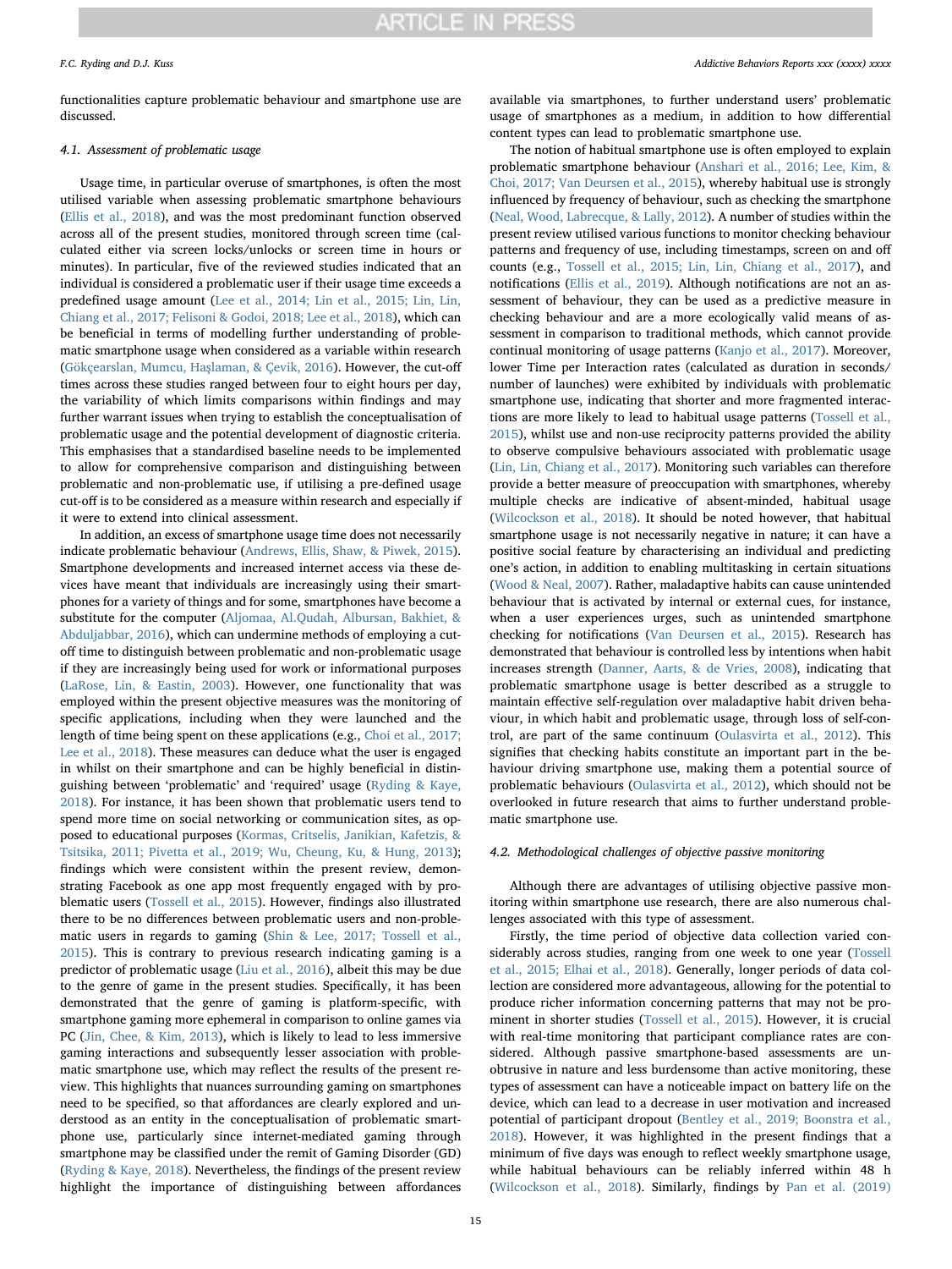functionalities capture problematic behaviour and smartphone use are discussed.

### 4.1. Assessment of problematic usage

Usage time, in particular overuse of smartphones, is often the most utilised variable when assessing problematic smartphone behaviours (Ellis et al., 2018), and was the most predominant function observed across all of the present studies, monitored through screen time (calculated either via screen locks/unlocks or screen time in hours or minutes). In particular, five of the reviewed studies indicated that an individual is considered a problematic user if their usage time exceeds a predefined usage amount (Lee et al., 2014; Lin et al., 2015; Lin, Lin, Chiang et al., 2017; Felisoni & Godoi, 2018; Lee et al., 2018), which can be beneficial in terms of modelling further understanding of problematic smartphone usage when considered as a variable within research (Gökçearslan, Mumcu, Haşlaman, & Çevik, 2016). However, the cut-off times across these studies ranged between four to eight hours per day, the variability of which limits comparisons within findings and may further warrant issues when trying to establish the conceptualisation of problematic usage and the potential development of diagnostic criteria. This emphasises that a standardised baseline needs to be implemented to allow for comprehensive comparison and distinguishing between problematic and non-problematic use, if utilising a pre-defined usage cut-off is to be considered as a measure within research and especially if it were to extend into clinical assessment.

In addition, an excess of smartphone usage time does not necessarily indicate problematic behaviour (Andrews, Ellis, Shaw, & Piwek, 2015). Smartphone developments and increased internet access via these devices have meant that individuals are increasingly using their smartphones for a variety of things and for some, smartphones have become a substitute for the computer (Aljomaa, Al.Qudah, Albursan, Bakhiet, & Abduljabbar, 2016), which can undermine methods of employing a cut-off time to distinguish between problematic and non-problematic usage if they are increasingly being used for work or informational purposes (LaRose, Lin, & Eastin, 2003). However, one functionality that was employed within the present objective measures was the monitoring of specific applications, including when they were launched, and the length of time being spent on these applications (e.g., Choi et al., 2017; Lee et al., 2018). These measures can deduce what the user is engaged in whilst on their smartphone and can be highly beneficial in distinguishing between 'problematic' and 'required' usage (Ryding & Kaye, 2018). For instance, it has been shown that problematic users tend to spend more time on social networking or communication sites, as opposed to educational purposes (Kormas, Critselis, Janikian, Kafetzis, & Tsitsika, 2011; Pivetta et al., 2019; Wu, Cheung, Ku, & Hung, 2013); findings which were consistent within the present review, demonstrating Facebook as one app most frequently engaged with by problematic users (Tossell et al., 2015). However, findings also illustrated there to be no differences between problematic users and non-problematic users in regards to gaming (Shin & Lee, 2017; Tossell et al., 2015). This is contrary to previous research indicating gaming is a predictor of problematic usage (Liu et al., 2016), albeit this may be due to the genre of game in the present studies. Specifically, it has been demonstrated that the genre of gaming is platform-specific, with smartphone gaming more ephemeral in comparison to online games via PC (Jin, Chee, & Kim, 2013), which is likely to lead to less immersive gaming interactions and subsequently lesser association with problematic smartphone use, which may reflect the results of the present review. This highlights that nuances surrounding gaming on smartphones need to be specified, so that affordances are clearly explored and understood as an entity in the conceptualisation of problematic smartphone use, particularly since internet-mediated gaming through smartphone may be classified under the remit of Gaming Disorder (GD) (Ryding & Kaye, 2018). Nevertheless, the findings of the present review highlight the importance of distinguishing between affordances available via smartphones, to further understand users' problematic usage of smartphones as a medium, in addition to how differential content types can lead to problematic smartphone use.

The notion of habitual smartphone use is often employed to explain problematic smartphone behaviour (Anshari et al., 2016; Lee, Kim, & Choi, 2017; Van Deursen et al., 2015), whereby habitual use is strongly influenced by frequency of behaviour, such as checking the smartphone (Neal, Wood, Labrecque, & Lally, 2012). A number of studies within the present review utilised various functions to monitor checking behaviour patterns and frequency of use, including timestamps, screen on and off counts (e.g., Tossell et al., 2015; Lin, Lin, Chiang et al., 2017), and notifications (Ellis et al., 2019). Although notifications are not an assessment of behaviour, they can be used as a predictive measure in checking behaviour and are a more ecologically valid means of assessment in comparison to traditional methods, which cannot provide continual monitoring of usage patterns (Kanjo et al., 2017). Moreover, lower Time per Interaction rates (calculated as duration in seconds/number of launches) were exhibited by individuals with problematic smartphone use, indicating that shorter and more fragmented interactions are more likely to lead to habitual usage patterns (Tossell et al., 2015), whilst use and non-use reciprocity patterns provided the ability to observe compulsive behaviours associated with problematic usage (Lin, Lin, Chiang et al., 2017). Monitoring such variables can therefore provide a better measure of preoccupation with smartphones, whereby multiple checks are indicative of absent-minded, habitual usage (Wilcockson et al., 2018). It should be noted however, that habitual smartphone usage is not necessarily negative in nature; it can have a positive social feature by characterising an individual and predicting one's action, in addition to enabling multitasking in certain situations (Wood & Neal, 2007). Rather, maladaptive habits can cause unintended behaviour that is activated by internal or external cues, for instance, when a user experiences urges, such as unintended smartphone checking for notifications (Van Deursen et al., 2015). Research has demonstrated that behaviour is controlled less by intentions when habit increases strength (Danner, Aarts, & de Vries, 2008), indicating that problematic smartphone usage is better described as a struggle to maintain effective self-regulation over maladaptive habit driven behaviour, in which habit and problematic usage, through loss of self-control, are part of the same continuum (Oulasvirta et al., 2012). This signifies that checking habits constitute an important part in the behaviour driving smartphone use, making them a potential source of problematic behaviours (Oulasvirta et al., 2012), which should not be overlooked in future research that aims to further understand problematic smartphone use.

### 4.2. Methodological challenges of objective passive monitoring

Although there are advantages of utilising objective passive monitoring within smartphone use research, there are also numerous challenges associated with this type of assessment.

Firstly, the time period of objective data collection varied considerably across studies, ranging from one week to one year (Tossell et al., 2015; Elhai et al., 2018). Generally, longer periods of data collection are considered more advantageous, allowing for the potential to produce richer information concerning patterns that may not be prominent in shorter studies (Tossell et al., 2015). However, it is crucial with real-time monitoring that participant compliance rates are considered. Although passive smartphone-based assessments are unobtrusive in nature and less burdensome than active monitoring, these types of assessment can have a noticeable impact on battery life on the device, which can lead to a decrease in user motivation and increased potential of participant dropout (Bentley et al., 2019; Boonstra et al., 2018). However, it was highlighted in the present findings that a minimum of five days was enough to reflect weekly smartphone usage, while habitual behaviours can be reliably inferred within 48 h (Wilcockson et al., 2018). Similarly, findings by Pan et al. (2019)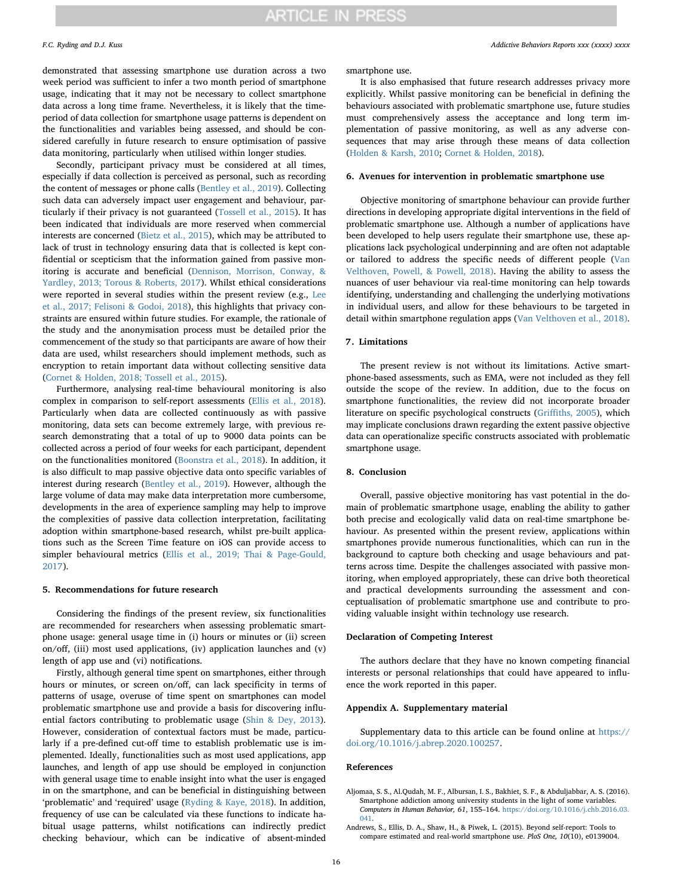demonstrated that assessing smartphone use duration across a two week period was sufficient to infer a two month period of smartphone usage, indicating that it may not be necessary to collect smartphone data across a long time frame. Nevertheless, it is likely that the time-period of data collection for smartphone usage patterns is dependent on the functionalities and variables being assessed, and should be considered carefully in future research to ensure optimisation of passive data monitoring, particularly when utilised within longer studies.

Secondly, participant privacy must be considered at all times, especially if data collection is perceived as personal, such as recording the content of messages or phone calls (Bentley et al., 2019). Collecting such data can adversely impact user engagement and behaviour, particularly if their privacy is not guaranteed (Tossell et al., 2015). It has been indicated that individuals are more reserved when commercial interests are concerned (Bietz et al., 2015), which may be attributed to lack of trust in technology ensuring data that is collected is kept confidential or scepticism that the information gained from passive monitoring is accurate and beneficial (Dennison, Morrison, Conway, & Yardley, 2013; Torous & Roberts, 2017). Whilst ethical considerations were reported in several studies within the present review (e.g., Lee et al., 2017; Felisoni & Godoi, 2018), this highlights that privacy constraints are ensured within future studies. For example, the rationale of the study and the anonymisation process must be detailed prior the commencement of the study so that participants are aware of how their data are used, whilst researchers should implement methods, such as encryption to retain important data without collecting sensitive data (Cornet & Holden, 2018; Tossell et al., 2015).

Furthermore, analysing real-time behavioural monitoring is also complex in comparison to self-report assessments (Ellis et al., 2018). Particularly when data are collected continuously as with passive monitoring, data sets can become extremely large, with previous research demonstrating that a total of up to 9000 data points can be collected across a period of four weeks for each participant, dependent on the functionalities monitored (Boonstra et al., 2018). In addition, it is also difficult to map passive objective data onto specific variables of interest during research (Bentley et al., 2019). However, although the large volume of data may make data interpretation more cumbersome, developments in the area of experience sampling may help to improve the complexities of passive data collection interpretation, facilitating adoption within smartphone-based research, whilst pre-built applications such as the Screen Time feature on iOS can provide access to simpler behavioural metrics (Ellis et al., 2019; Thai & Page-Gould, 2017).

## 5. Recommendations for future research

Considering the findings of the present review, six functionalities are recommended for researchers when assessing problematic smartphone usage: general usage time in (i) hours or minutes or (ii) screen on/off, (iii) most used applications, (iv) application launches and (v) length of app use and (vi) notifications.

Firstly, although general time spent on smartphones, either through hours or minutes, or screen on/off, can lack specificity in terms of patterns of usage, overuse of time spent on smartphones can model problematic smartphone use and provide a basis for discovering influential factors contributing to problematic usage (Shin & Dey, 2013). However, consideration of contextual factors must be made, particularly if a pre-defined cut-off time to establish problematic use is implemented. Ideally, functionalities such as most used applications, app launches, and length of app use should be employed in conjunction with general usage time to enable insight into what the user is engaged in on the smartphone, and can be beneficial in distinguishing between 'problematic' and 'required' usage (Ryding & Kaye, 2018). In addition, frequency of use can be calculated via these functions to indicate habitual usage patterns, whilst notifications can indirectly predict checking behaviour, which can be indicative of absent-minded smartphone use.

It is also emphasised that future research addresses privacy more explicitly. Whilst passive monitoring can be beneficial in defining the behaviours associated with problematic smartphone use, future studies must comprehensively assess the acceptance and long term implementation of passive monitoring, as well as any adverse consequences that may arise through these means of data collection (Holden & Karsh, 2010; Cornet & Holden, 2018).

## 6. Avenues for intervention in problematic smartphone use

Objective monitoring of smartphone behaviour can provide further directions in developing appropriate digital interventions in the field of problematic smartphone use. Although a number of applications have been developed to help users regulate their smartphone use, these applications lack psychological underpinning and are often not adaptable or tailored to address the specific needs of different people (Van Velthoven, Powell, & Powell, 2018). Having the ability to assess the nuances of user behaviour via real-time monitoring can help towards identifying, understanding and challenging the underlying motivations in individual users, and allow for these behaviours to be targeted in detail within smartphone regulation apps (Van Velthoven et al., 2018).

## 7. Limitations

The present review is not without its limitations. Active smartphone-based assessments, such as EMA, were not included as they fell outside the scope of the review. In addition, due to the focus on smartphone functionalities, the review did not incorporate broader literature on specific psychological constructs (Griffiths, 2005), which may implicate conclusions drawn regarding the extent passive objective data can operationalize specific constructs associated with problematic smartphone usage.

## 8. Conclusion

Overall, passive objective monitoring has vast potential in the domain of problematic smartphone usage, enabling the ability to gather both precise and ecologically valid data on real-time smartphone behaviour. As presented within the present review, applications within smartphones provide numerous functionalities, which can run in the background to capture both checking and usage behaviours and patterns across time. Despite the challenges associated with passive monitoring, when employed appropriately, these can drive both theoretical and practical developments surrounding the assessment and conceptualisation of problematic smartphone use and contribute to providing valuable insight within technology use research.

## Declaration of Competing Interest

The authors declare that they have no known competing financial interests or personal relationships that could have appeared to influence the work reported in this paper.

## Appendix A. Supplementary material

Supplementary data to this article can be found online at https://doi.org/10.1016/j.abrep.2020.100257.

## References

Aljomaa, S. S., Al.Qudah, M. F., Albursan, I. S., Bakhiet, S. F., & Abduljabbar, A. S. (2016). Smartphone addiction among university students in the light of some variables. *Computers in Human Behavior, 61*, 155–164. https://doi.org/10.1016/j.chb.2016.03.041.

Andrews, S., Ellis, D. A., Shaw, H., & Piwek, L. (2015). Beyond self-report: Tools to compare estimated and real-world smartphone use. *PloS One, 10*(10), e0139004.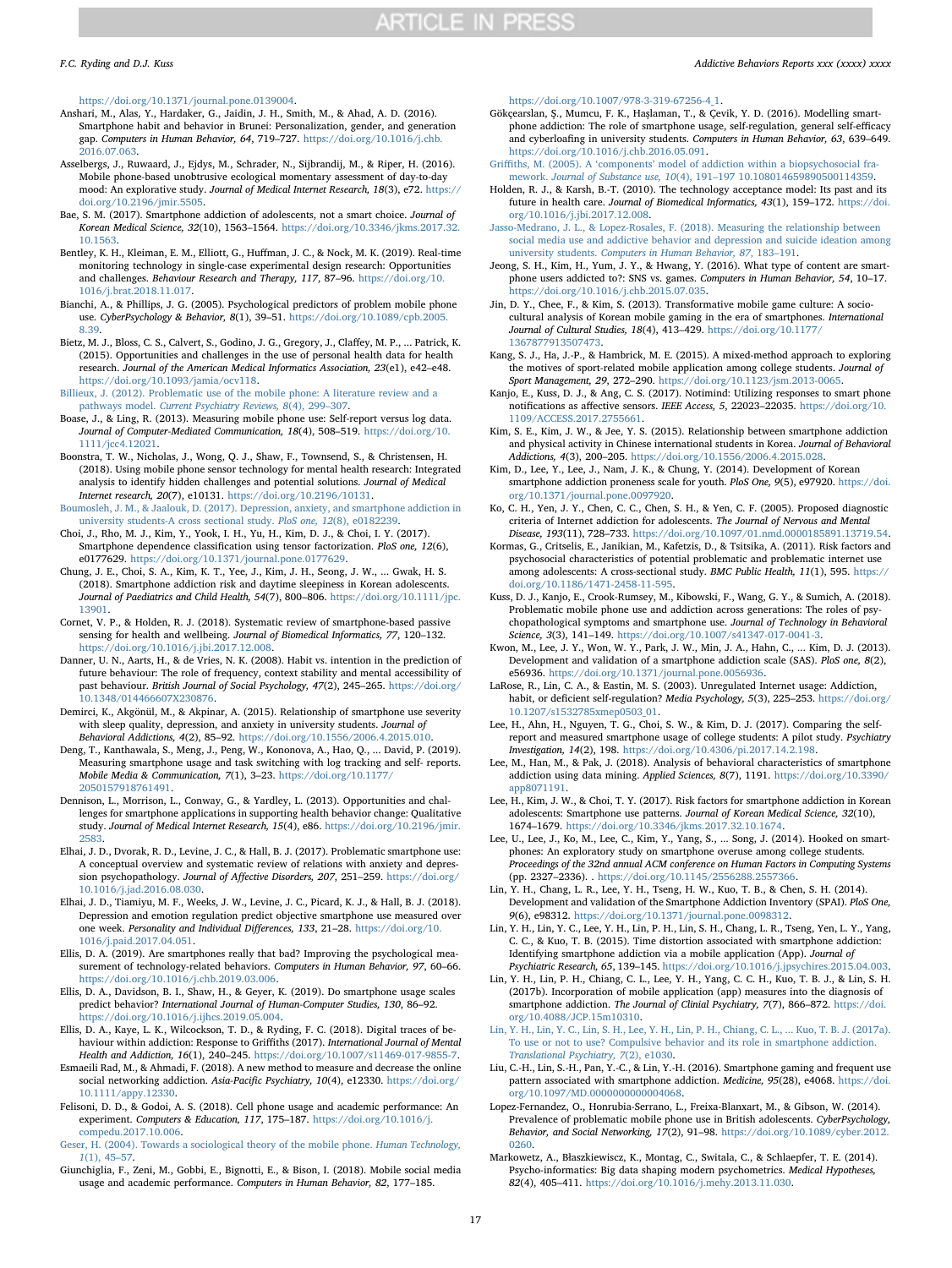https://doi.org/10.1371/journal.pone.0139004.

Anshari, M., Alas, Y., Hardaker, G., Jaidin, J. H., Smith, M., & Ahad, A. D. (2016). Smartphone habit and behavior in Brunei: Personalization, gender, and generation gap. *Computers in Human Behavior, 64*, 719–727. https://doi.org/10.1016/j.chb.2016.07.063.

Asselbergs, J., Ruwaard, J., Ejdys, M., Schrader, N., Sijbrandij, M., & Riper, H. (2016). Mobile phone-based unobtrusive ecological momentary assessment of day-to-day mood: An explorative study. *Journal of Medical Internet Research, 18*(3), e72. https://doi.org/10.2196/jmir.5505.

Bae, S. M. (2017). Smartphone addiction of adolescents, not a smart choice. *Journal of Korean Medical Science, 32*(10), 1563–1564. https://doi.org/10.3346/jkms.2017.32.10.1563.

Bentley, K. H., Kleiman, E. M., Elliott, G., Huffman, J. C., & Nock, M. K. (2019). Real-time monitoring technology in single-case experimental design research: Opportunities and challenges. *Behaviour Research and Therapy, 117*, 87–96. https://doi.org/10.1016/j.brat.2018.11.017.

Bianchi, A., & Phillips, J. G. (2005). Psychological predictors of problem mobile phone use. *CyberPsychology & Behavior, 8*(1), 39–51. https://doi.org/10.1089/cpb.2005.8.39.

Bietz, M. J., Bloss, C. S., Calvert, S., Godino, J. G., Gregory, J., Claffey, M. P., ... Patrick, K. (2015). Opportunities and challenges in the use of personal health data for health research. *Journal of the American Medical Informatics Association, 23*(e1), e42–e48. https://doi.org/10.1093/jamia/ocv118.

Billieux, J. (2012). Problematic use of the mobile phone: A literature review and a pathways model. *Current Psychiatry Reviews, 8*(4), 299–307.

Boase, J., & Ling, R. (2013). Measuring mobile phone use: Self-report versus log data. *Journal of Computer-Mediated Communication, 18*(4), 508–519. https://doi.org/10.1111/jcc4.12021.

Boonstra, T. W., Nicholas, J., Wong, Q. J., Shaw, F., Townsend, S., & Christensen, H. (2018). Using mobile phone sensor technology for mental health research: Integrated analysis to identify hidden challenges and potential solutions. *Journal of Medical Internet research, 20*(7), e10131. https://doi.org/10.2196/10131.

Boumosleh, J. M., & Jaalouk, D. (2017). Depression, anxiety, and smartphone addiction in university students-A cross sectional study. *PloS one, 12*(8), e0182239.

Choi, J., Rho, M. J., Kim, Y., Yook, I. H., Yu, H., Kim, D. J., & Choi, I. Y. (2017). Smartphone dependence classification using tensor factorization. *PloS one, 12*(6), e0177629. https://doi.org/10.1371/journal.pone.0177629.

Chung, J. E., Choi, S. A., Kim, K. T., Yee, J., Kim, J. H., Seong, J. W., ... Gwak, H. S. (2018). Smartphone addiction risk and daytime sleepiness in Korean adolescents. *Journal of Paediatrics and Child Health, 54*(7), 800–806. https://doi.org/10.1111/jpc.13901.

Cornet, V. P., & Holden, R. J. (2018). Systematic review of smartphone-based passive sensing for health and wellbeing. *Journal of Biomedical Informatics, 77*, 120–132. https://doi.org/10.1016/j.jbi.2017.12.008.

Danner, U. N., Aarts, H., & de Vries, N. K. (2008). Habit vs. intention in the prediction of future behaviour: The role of frequency, context stability and mental accessibility of past behaviour. *British Journal of Social Psychology, 47*(2), 245–265. https://doi.org/10.1348/014466607X230876.

Demirci, K., Akgönül, M., & Akpinar, A. (2015). Relationship of smartphone use severity with sleep quality, depression, and anxiety in university students. *Journal of Behavioral Addictions, 4*(2), 85–92. https://doi.org/10.1556/2006.4.2015.010.

Deng, T., Kanthawala, S., Meng, J., Peng, W., Kononova, A., Hao, Q., ... David, P. (2019). Measuring smartphone usage and task switching with log tracking and self- reports. *Mobile Media & Communication, 7*(1), 3–23. https://doi.org/10.1177/2050157918761491.

Dennison, L., Morrison, L., Conway, G., & Yardley, L. (2013). Opportunities and challenges for smartphone applications in supporting health behavior change: Qualitative study. *Journal of Medical Internet Research, 15*(4), e86. https://doi.org/10.2196/jmir.2583.

Elhai, J. D., Dvorak, R. D., Levine, J. C., & Hall, B. J. (2017). Problematic smartphone use: A conceptual overview and systematic review of relations with anxiety and depression psychopathology. *Journal of Affective Disorders, 207*, 251–259. https://doi.org/10.1016/j.jad.2016.08.030.

Elhai, J. D., Tiamiyu, M. F., Weeks, J. W., Levine, J. C., Picard, K. J., & Hall, B. J. (2018). Depression and emotion regulation predict objective smartphone use measured over one week. *Personality and Individual Differences, 133*, 21–28. https://doi.org/10.1016/j.paid.2017.04.051.

Ellis, D. A. (2019). Are smartphones really that bad? Improving the psychological measurement of technology-related behaviors. *Computers in Human Behavior, 97*, 60–66. https://doi.org/10.1016/j.chb.2019.03.006.

Ellis, D. A., Davidson, B. I., Shaw, H., & Geyer, K. (2019). Do smartphone usage scales predict behavior? *International Journal of Human-Computer Studies, 130*, 86–92. https://doi.org/10.1016/j.ijhcs.2019.05.004.

Ellis, D. A., Kaye, L. K., Wilcockson, T. D., & Ryding, F. C. (2018). Digital traces of behaviour within addiction: Response to Griffiths (2017). *International Journal of Mental Health and Addiction, 16*(1), 240–245. https://doi.org/10.1007/s11469-017-9855-7.

Esmaeili Rad, M., & Ahmadi, F. (2018). A new method to measure and decrease the online social networking addiction. *Asia-Pacific Psychiatry, 10*(4), e12330. https://doi.org/10.1111/appy.12330.

Felisoni, D. D., & Godoi, A. S. (2018). Cell phone usage and academic performance: An experiment. *Computers & Education, 117*, 175–187. https://doi.org/10.1016/j.compedu.2017.10.006.

Geser, H. (2004). Towards a sociological theory of the mobile phone. *Human Technology, 1*(1), 45–57.

Giunchiglia, F., Zeni, M., Gobbi, E., Bignotti, E., & Bison, I. (2018). Mobile social media usage and academic performance. *Computers in Human Behavior, 82*, 177–185. https://doi.org/10.1007/978-3-319-67256-4_1.

Gökçearslan, Ş., Mumcu, F. K., Haşlaman, T., & Çevik, Y. D. (2016). Modelling smartphone addiction: The role of smartphone usage, self-regulation, general self-efficacy and cyberloafing in university students. *Computers in Human Behavior, 63*, 639–649. https://doi.org/10.1016/j.chb.2016.05.091.

Griffiths, M. (2005). A 'components' model of addiction within a biopsychosocial framework. *Journal of Substance use, 10*(4), 191–197 10.108014659890500114359.

Holden, R. J., & Karsh, B.-T. (2010). The technology acceptance model: Its past and its future in health care. *Journal of Biomedical Informatics, 43*(1), 159–172. https://doi.org/10.1016/j.jbi.2017.12.008.

Jasso-Medrano, J. L., & Lopez-Rosales, F. (2018). Measuring the relationship between social media use and addictive behavior and depression and suicide ideation among university students. *Computers in Human Behavior, 87*, 183–191.

Jeong, S. H., Kim, H., Yum, J. Y., & Hwang, Y. (2016). What type of content are smartphone users addicted to?: SNS vs. games. *Computers in Human Behavior, 54*, 10–17. https://doi.org/10.1016/j.chb.2015.07.035.

Jin, D. Y., Chee, F., & Kim, S. (2013). Transformative mobile game culture: A sociocultural analysis of Korean mobile gaming in the era of smartphones. *International Journal of Cultural Studies, 18*(4), 413–429. https://doi.org/10.1177/1367877913507473.

Kang, S. J., Ha, J.-P., & Hambrick, M. E. (2015). A mixed-method approach to exploring the motives of sport-related mobile application among college students. *Journal of Sport Management, 29*, 272–290. https://doi.org/10.1123/jsm.2013-0065.

Kanjo, E., Kuss, D. J., & Ang, C. S. (2017). Notimind: Utilizing responses to smart phone notifications as affective sensors. *IEEE Access, 5*, 22023–22035. https://doi.org/10.1109/ACCESS.2017.2755661.

Kim, S. E., Kim, J. W., & Jee, Y. S. (2015). Relationship between smartphone addiction and physical activity in Chinese international students in Korea. *Journal of Behavioral Addictions, 4*(3), 200–205. https://doi.org/10.1556/2006.4.2015.028.

Kim, D., Lee, Y., Lee, J., Nam, J. K., & Chung, Y. (2014). Development of Korean smartphone addiction proneness scale for youth. *PloS One, 9*(5), e97920. https://doi.org/10.1371/journal.pone.0097920.

Ko, C. H., Yen, J. Y., Chen, C. C., Chen, S. H., & Yen, C. F. (2005). Proposed diagnostic criteria of Internet addiction for adolescents. *The Journal of Nervous and Mental Disease, 193*(11), 728–733. https://doi.org/10.1097/01.nmd.0000185891.13719.54.

Kormas, G., Critselis, E., Janikian, M., Kafetzis, D., & Tsitsika, A. (2011). Risk factors and psychosocial characteristics of potential problematic and problematic internet use among adolescents: A cross-sectional study. *BMC Public Health, 11*(1), 595. https://doi.org/10.1186/1471-2458-11-595.

Kuss, D. J., Kanjo, E., Crook-Rumsey, M., Kibowski, F., Wang, G. Y., & Sumich, A. (2018). Problematic mobile phone use and addiction across generations: The roles of psychopathological symptoms and smartphone use. *Journal of Technology in Behavioral Science, 3*(3), 141–149. https://doi.org/10.1007/s41347-017-0041-3.

Kwon, M., Lee, J. Y., Won, W. Y., Park, J. W., Min, J. A., Hahn, C., ... Kim, D. J. (2013). Development and validation of a smartphone addiction scale (SAS). *PloS one, 8*(2), e56936. https://doi.org/10.1371/journal.pone.0056936.

LaRose, R., Lin, C. A., & Eastin, M. S. (2003). Unregulated Internet usage: Addiction, habit, or deficient self-regulation? *Media Psychology, 5*(3), 225–253. https://doi.org/10.1207/s1532785xmep0503_01.

Lee, H., Ahn, H., Nguyen, T. G., Choi, S. W., & Kim, D. J. (2017). Comparing the self-report and measured smartphone usage of college students: A pilot study. *Psychiatry Investigation, 14*(2), 198. https://doi.org/10.4306/pi.2017.14.2.198.

Lee, M., Han, M., & Pak, J. (2018). Analysis of behavioral characteristics of smartphone addiction using data mining. *Applied Sciences, 8*(7), 1191. https://doi.org/10.3390/app8071191.

Lee, H., Kim, J. W., & Choi, T. Y. (2017). Risk factors for smartphone addiction in Korean adolescents: Smartphone use patterns. *Journal of Korean Medical Science, 32*(10), 1674–1679. https://doi.org/10.3346/jkms.2017.32.10.1674.

Lee, U., Lee, J., Ko, M., Lee, C., Kim, Y., Yang, S., ... Song, J. (2014). Hooked on smartphones: An exploratory study on smartphone overuse among college students. *Proceedings of the 32nd annual ACM conference on Human Factors in Computing Systems* (pp. 2327–2336). . https://doi.org/10.1145/2556288.2557366.

Lin, Y. H., Chang, L. R., Lee, Y. H., Tseng, H. W., Kuo, T. B., & Chen, S. H. (2014). Development and validation of the Smartphone Addiction Inventory (SPAI). *PloS One, 9*(6), e98312. https://doi.org/10.1371/journal.pone.0098312.

Lin, Y. H., Lin, Y. C., Lee, Y. H., Lin, P. H., Lin, S. H., Chang, L. R., Tseng, Yen, L. Y., Yang, C. C., & Kuo, T. B. (2015). Time distortion associated with smartphone addiction: Identifying smartphone addiction via a mobile application (App). *Journal of Psychiatric Research, 65*, 139–145. https://doi.org/10.1016/j.jpsychires.2015.04.003.

Lin, Y. H., Lin, P. H., Chiang, C. L., Lee, Y. H., Yang, C. C. H., Kuo, T. B. J., & Lin, S. H. (2017b). Incorporation of mobile application (app) measures into the diagnosis of smartphone addiction. *The Journal of Clinial Psychiatry, 7*(7), 866–872. https://doi.org/10.4088/JCP.15m10310.

Lin, Y. H., Lin, Y. C., Lin, S. H., Lee, Y. H., Lin, P. H., Chiang, C. L., ... Kuo, T. B. J. (2017a). To use or not to use? Compulsive behavior and its role in smartphone addiction. *Translational Psychiatry, 7*(2), e1030.

Liu, C.-H., Lin, S.-H., Pan, Y.-C., & Lin, Y.-H. (2016). Smartphone gaming and frequent use pattern associated with smartphone addiction. *Medicine, 95*(28), e4068. https://doi.org/10.1097/MD.0000000000004068.

Lopez-Fernandez, O., Honrubia-Serrano, L., Freixa-Blanxart, M., & Gibson, W. (2014). Prevalence of problematic mobile phone use in British adolescents. *CyberPsychology, Behavior, and Social Networking, 17*(2), 91–98. https://doi.org/10.1089/cyber.2012.0260.

Markowetz, A., Błaszkiewicz, K., Montag, C., Switala, C., & Schlaepfer, T. E. (2014). Psycho-informatics: Big data shaping modern psychometrics. *Medical Hypotheses, 82*(4), 405–411. https://doi.org/10.1016/j.mehy.2013.11.030.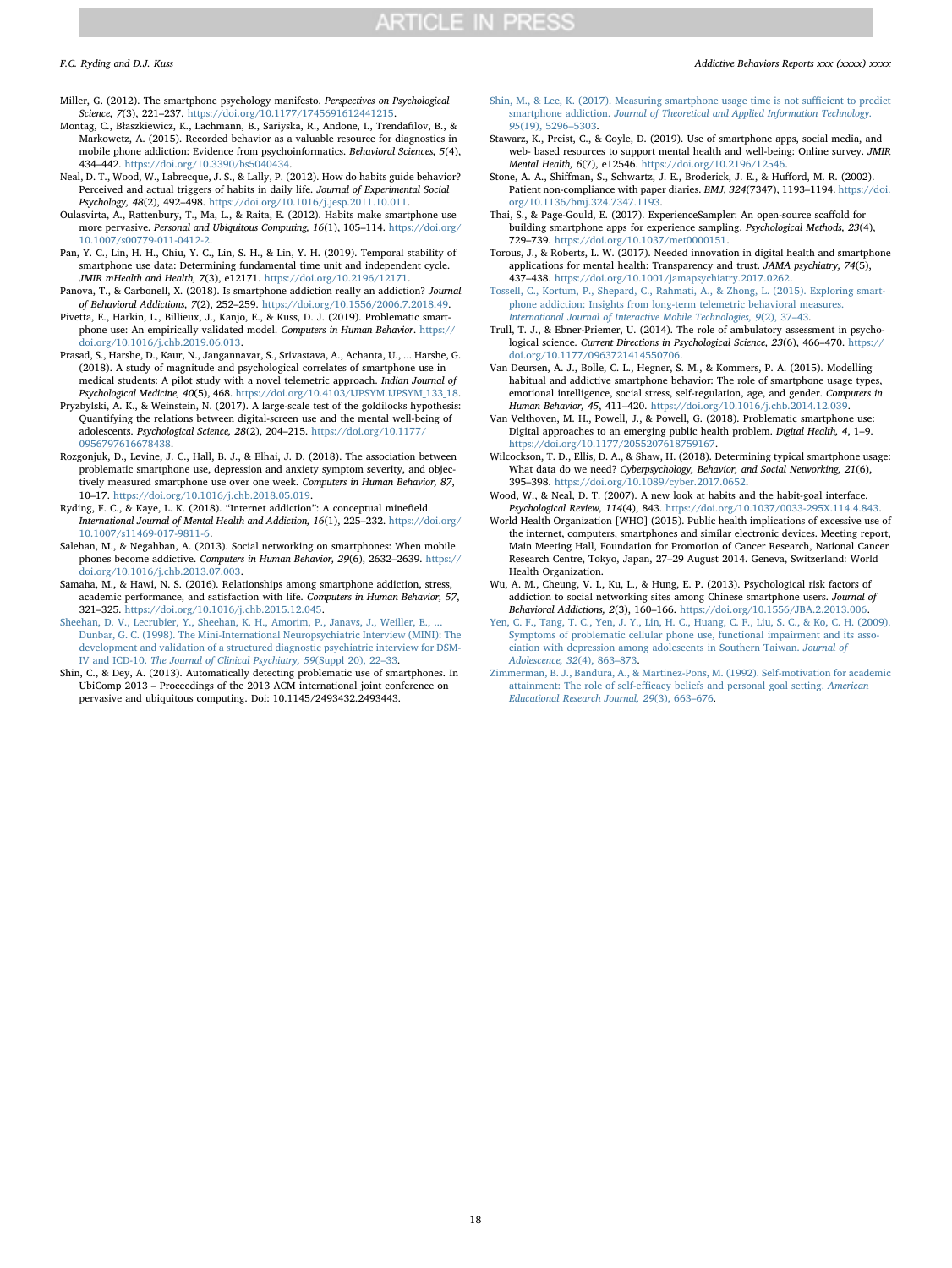Miller, G. (2012). The smartphone psychology manifesto. *Perspectives on Psychological Science, 7*(3), 221–237. https://doi.org/10.1177/1745691612441215.

Montag, C., Błaszkiewicz, K., Lachmann, B., Sariyska, R., Andone, I., Trendafilov, B., & Markowetz, A. (2015). Recorded behavior as a valuable resource for diagnostics in mobile phone addiction: Evidence from psychoinformatics. *Behavioral Sciences, 5*(4), 434–442. https://doi.org/10.3390/bs5040434.

Neal, D. T., Wood, W., Labrecque, J. S., & Lally, P. (2012). How do habits guide behavior? Perceived and actual triggers of habits in daily life. *Journal of Experimental Social Psychology, 48*(2), 492–498. https://doi.org/10.1016/j.jesp.2011.10.011.

Oulasvirta, A., Rattenbury, T., Ma, L., & Raita, E. (2012). Habits make smartphone use more pervasive. *Personal and Ubiquitous Computing, 16*(1), 105–114. https://doi.org/10.1007/s00779-011-0412-2.

Pan, Y. C., Lin, H. H., Chiu, Y. C., Lin, S. H., & Lin, Y. H. (2019). Temporal stability of smartphone use data: Determining fundamental time unit and independent cycle. *JMIR mHealth and Health, 7*(3), e12171. https://doi.org/10.2196/12171.

Panova, T., & Carbonell, X. (2018). Is smartphone addiction really an addiction? *Journal of Behavioral Addictions, 7*(2), 252–259. https://doi.org/10.1556/2006.7.2018.49.

Pivetta, E., Harkin, L., Billieux, J., Kanjo, E., & Kuss, D. J. (2019). Problematic smartphone use: An empirically validated model. *Computers in Human Behavior*. https://doi.org/10.1016/j.chb.2019.06.013.

Prasad, S., Harshe, D., Kaur, N., Jangannavar, S., Srivastava, A., Achanta, U., ... Harshe, G. (2018). A study of magnitude and psychological correlates of smartphone use in medical students: A pilot study with a novel telemetric approach. *Indian Journal of Psychological Medicine, 40*(5), 468. https://doi.org/10.4103/IJPSYM.IJPSYM_133_18.

Pryzbylski, A. K., & Weinstein, N. (2017). A large-scale test of the goldilocks hypothesis: Quantifying the relations between digital-screen use and the mental well-being of adolescents. *Psychological Science, 28*(2), 204–215. https://doi.org/10.1177/0956797616678438.

Rozgonjuk, D., Levine, J. C., Hall, B. J., & Elhai, J. D. (2018). The association between problematic smartphone use, depression and anxiety symptom severity, and objectively measured smartphone use over one week. *Computers in Human Behavior, 87*, 10–17. https://doi.org/10.1016/j.chb.2018.05.019.

Ryding, F. C., & Kaye, L. K. (2018). "Internet addiction": A conceptual minefield. *International Journal of Mental Health and Addiction, 16*(1), 225–232. https://doi.org/10.1007/s11469-017-9811-6.

Salehan, M., & Negahban, A. (2013). Social networking on smartphones: When mobile phones become addictive. *Computers in Human Behavior, 29*(6), 2632–2639. https://doi.org/10.1016/j.chb.2013.07.003.

Samaha, M., & Hawi, N. S. (2016). Relationships among smartphone addiction, stress, academic performance, and satisfaction with life. *Computers in Human Behavior, 57*, 321–325. https://doi.org/10.1016/j.chb.2015.12.045.

Sheehan, D. V., Lecrubier, Y., Sheehan, K. H., Amorim, P., Janavs, J., Weiller, E., ... Dunbar, G. C. (1998). The Mini-International Neuropsychiatric Interview (MINI): The development and validation of a structured diagnostic psychiatric interview for DSM-IV and ICD-10. *The Journal of Clinical Psychiatry, 59*(Suppl 20), 22–33.

Shin, C., & Dey, A. (2013). Automatically detecting problematic use of smartphones. In UbiComp 2013 – Proceedings of the 2013 ACM international joint conference on pervasive and ubiquitous computing. Doi: 10.1145/2493432.2493443.

Shin, M., & Lee, K. (2017). Measuring smartphone usage time is not sufficient to predict smartphone addiction. *Journal of Theoretical and Applied Information Technology. 95*(19), 5296–5303.

Stawarz, K., Preist, C., & Coyle, D. (2019). Use of smartphone apps, social media, and web- based resources to support mental health and well-being: Online survey. *JMIR Mental Health, 6*(7), e12546. https://doi.org/10.2196/12546.

Stone, A. A., Shiffman, S., Schwartz, J. E., Broderick, J. E., & Hufford, M. R. (2002). Patient non-compliance with paper diaries. *BMJ, 324*(7347), 1193–1194. https://doi.org/10.1136/bmj.324.7347.1193.

Thai, S., & Page-Gould, E. (2017). ExperienceSampler: An open-source scaffold for building smartphone apps for experience sampling. *Psychological Methods, 23*(4), 729–739. https://doi.org/10.1037/met0000151.

Torous, J., & Roberts, L. W. (2017). Needed innovation in digital health and smartphone applications for mental health: Transparency and trust. *JAMA psychiatry, 74*(5), 437–438. https://doi.org/10.1001/jamapsychiatry.2017.0262.

Tossell, C., Kortum, P., Shepard, C., Rahmati, A., & Zhong, L. (2015). Exploring smartphone addiction: Insights from long-term telemetric behavioral measures. *International Journal of Interactive Mobile Technologies, 9*(2), 37–43.

Trull, T. J., & Ebner-Priemer, U. (2014). The role of ambulatory assessment in psychological science. *Current Directions in Psychological Science, 23*(6), 466–470. https://doi.org/10.1177/0963721414550706.

Van Deursen, A. J., Bolle, C. L., Hegner, S. M., & Kommers, P. A. (2015). Modelling habitual and addictive smartphone behavior: The role of smartphone usage types, emotional intelligence, social stress, self-regulation, age, and gender. *Computers in Human Behavior, 45*, 411–420. https://doi.org/10.1016/j.chb.2014.12.039.

Van Velthoven, M. H., Powell, J., & Powell, G. (2018). Problematic smartphone use: Digital approaches to an emerging public health problem. *Digital Health, 4*, 1–9. https://doi.org/10.1177/2055207618759167.

Wilcockson, T. D., Ellis, D. A., & Shaw, H. (2018). Determining typical smartphone usage: What data do we need? *Cyberpsychology, Behavior, and Social Networking, 21*(6), 395–398. https://doi.org/10.1089/cyber.2017.0652.

Wood, W., & Neal, D. T. (2007). A new look at habits and the habit-goal interface. *Psychological Review, 114*(4), 843. https://doi.org/10.1037/0033-295X.114.4.843.

World Health Organization [WHO] (2015). Public health implications of excessive use of the internet, computers, smartphones and similar electronic devices. Meeting report, Main Meeting Hall, Foundation for Promotion of Cancer Research, National Cancer Research Centre, Tokyo, Japan, 27–29 August 2014. Geneva, Switzerland: World Health Organization.

Wu, A. M., Cheung, V. I., Ku, L., & Hung, E. P. (2013). Psychological risk factors of addiction to social networking sites among Chinese smartphone users. *Journal of Behavioral Addictions, 2*(3), 160–166. https://doi.org/10.1556/JBA.2.2013.006.

Yen, C. F., Tang, T. C., Yen, J. Y., Lin, H. C., Huang, C. F., Liu, S. C., & Ko, C. H. (2009). Symptoms of problematic cellular phone use, functional impairment and its association with depression among adolescents in Southern Taiwan. *Journal of Adolescence, 32*(4), 863–873.

Zimmerman, B. J., Bandura, A., & Martinez-Pons, M. (1992). Self-motivation for academic attainment: The role of self-efficacy beliefs and personal goal setting. *American Educational Research Journal, 29*(3), 663–676.